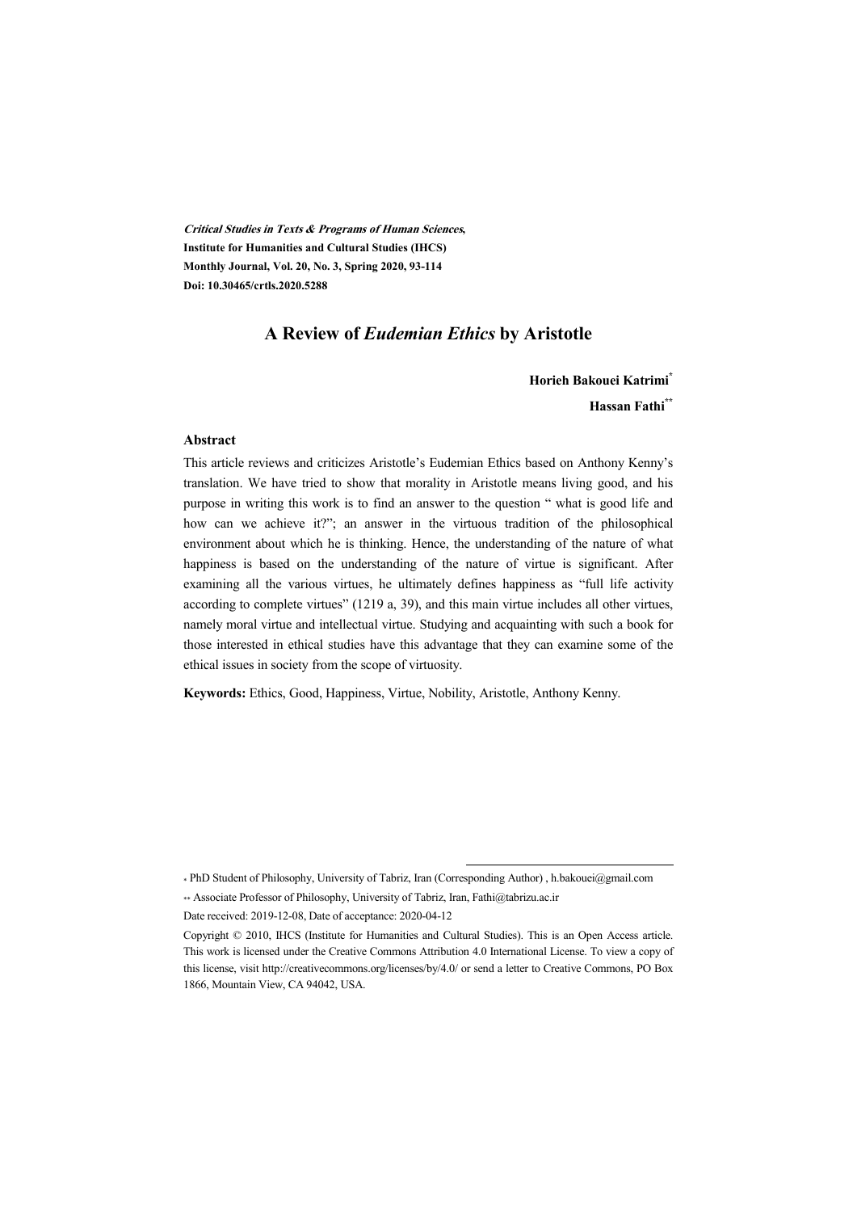*Critical Studies in Texts & Programs of Human Sciences*,
**Institute for Humanities and Cultural Studies (IHCS)**
**Monthly Journal, Vol. 20, No. 3, Spring 2020, 93-114**
**Doi: 10.30465/crtls.2020.5288**

# A Review of *Eudemian Ethics* by Aristotle

**Horieh Bakouei Katrimi***

**Hassan Fathi****

### Abstract

This article reviews and criticizes Aristotle's Eudemian Ethics based on Anthony Kenny's translation. We have tried to show that morality in Aristotle means living good, and his purpose in writing this work is to find an answer to the question " what is good life and how can we achieve it?"; an answer in the virtuous tradition of the philosophical environment about which he is thinking. Hence, the understanding of the nature of what happiness is based on the understanding of the nature of virtue is significant. After examining all the various virtues, he ultimately defines happiness as "full life activity according to complete virtues" (1219 a, 39), and this main virtue includes all other virtues, namely moral virtue and intellectual virtue. Studying and acquainting with such a book for those interested in ethical studies have this advantage that they can examine some of the ethical issues in society from the scope of virtuosity.

**Keywords:** Ethics, Good, Happiness, Virtue, Nobility, Aristotle, Anthony Kenny.

---

* PhD Student of Philosophy, University of Tabriz, Iran (Corresponding Author) , h.bakouei@gmail.com

** Associate Professor of Philosophy, University of Tabriz, Iran, Fathi@tabrizu.ac.ir

Date received: 2019-12-08, Date of acceptance: 2020-04-12

Copyright © 2010, IHCS (Institute for Humanities and Cultural Studies). This is an Open Access article. This work is licensed under the Creative Commons Attribution 4.0 International License. To view a copy of this license, visit http://creativecommons.org/licenses/by/4.0/ or send a letter to Creative Commons, PO Box 1866, Mountain View, CA 94042, USA.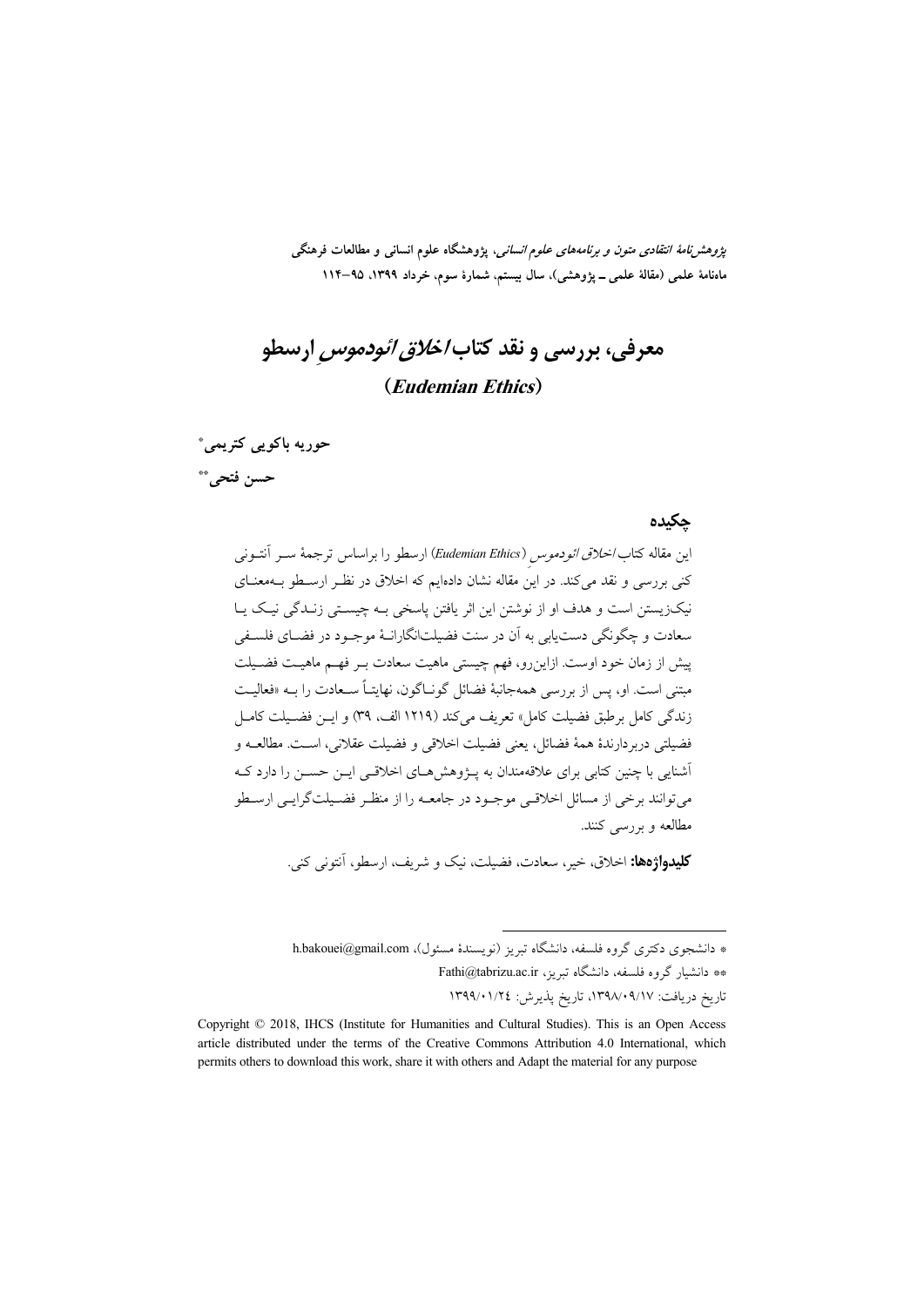# معرفی، بررسی و نقد کتاب *اخلاق ائودموسِ* ارسطو

## (***Eudemian Ethics***)

**حوریه باکویی کتریمی***

**حسن فتحی****

### چکیده

این مقاله کتاب *اخلاق ائودموسِ* (*Eudemian Ethics*) ارسطو را براساس ترجمهٔ سر آنتونی کنی بررسی و نقد می‌کند. در این مقاله نشان داده‌ایم که اخلاق در نظر ارسطو به‌معنای نیک‌زیستن است و هدف او از نوشتن این اثر یافتن پاسخی به چیستی زندگی نیک یا سعادت و چگونگی دست‌یابی به آن در سنت فضیلت‌انگارانهٔ موجود در فضای فلسفی پیش از زمان خود اوست. ازاین‌رو، فهم چیستی ماهیت سعادت بر فهم ماهیت فضیلت مبتنی است. او، پس از بررسی همه‌جانبهٔ فضائل گوناگون، نهایتاً سعادت را به «فعالیت زندگی کامل برطبق فضیلت کامل» تعریف می‌کند (۱۲۱۹ الف، ۳۹) و این فضیلت کامل فضیلتی دربردارندهٔ همهٔ فضائل، یعنی فضیلت اخلاقی و فضیلت عقلانی، است. مطالعه و آشنایی با چنین کتابی برای علاقه‌مندان به پژوهش‌های اخلاقی این حسن را دارد که می‌توانند برخی از مسائل اخلاقی موجود در جامعه را از منظر فضیلت‌گرایی ارسطو مطالعه و بررسی کنند.

**کلیدواژه‌ها:** اخلاق، خیر، سعادت، فضیلت، نیک و شریف، ارسطو، آنتونی کنی.

---

* دانشجوی دکتری گروه فلسفه، دانشگاه تبریز (نویسندهٔ مسئول)، h.bakouei@gmail.com

** دانشیار گروه فلسفه، دانشگاه تبریز، Fathi@tabrizu.ac.ir

تاریخ دریافت: ۱۳۹۸/۰۹/۱۷، تاریخ پذیرش: ۱۳۹۹/۰۱/۲٤

Copyright © 2018, IHCS (Institute for Humanities and Cultural Studies). This is an Open Access article distributed under the terms of the Creative Commons Attribution 4.0 International, which permits others to download this work, share it with others and Adapt the material for any purpose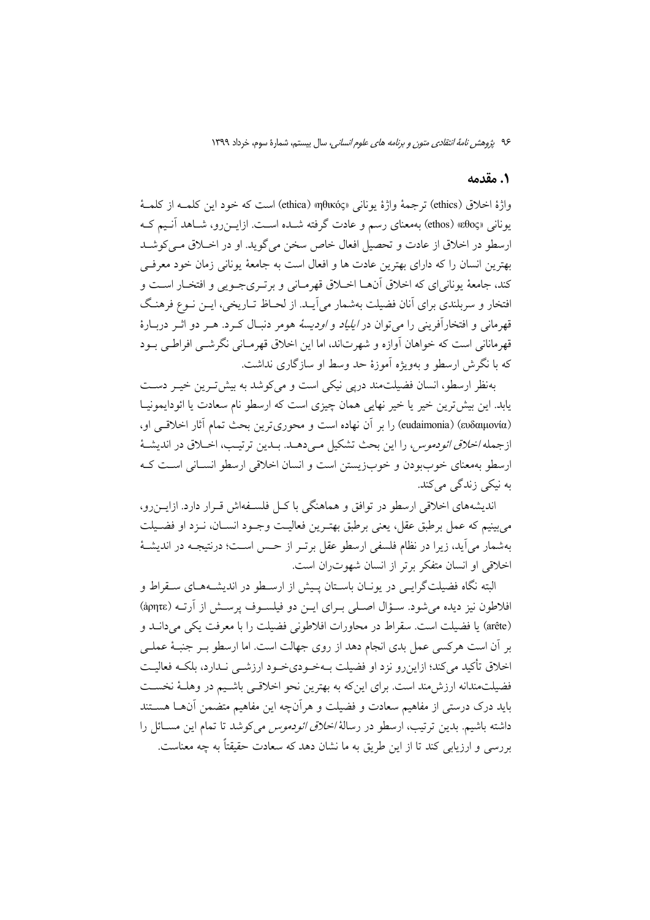## ۱. مقدمه

واژهٔ اخلاق (ethics) ترجمهٔ واژهٔ یونانی «ηθικός» (ethica) است که خود این کلمه از کلمهٔ یونانی «εθος» (ethos) به‌معنای رسم و عادت گرفته شده است. ازاین‌رو، شاهد آنیم که ارسطو در اخلاق از عادت و تحصیل افعال خاص سخن می‌گوید. او در اخلاق می‌کوشد بهترین انسان را که دارای بهترین عادت ها و افعال است به جامعهٔ یونانی زمان خود معرفی کند، جامعهٔ یونانی‌ای که اخلاق آن‌ها اخلاق قهرمانی و برتری‌جویی و افتخار است و افتخار و سربلندی برای آنان فضیلت به‌شمار می‌آید. از لحاظ تاریخی، این نوع فرهنگ قهرمانی و افتخارآفرینی را می‌توان در *ایلیاد* و *اودیسهٔ* هومر دنبال کرد. هر دو اثر دربارهٔ قهرمانانی است که خواهان آوازه و شهرت‌اند، اما این اخلاق قهرمانی نگرشی افراطی بود که با نگرش ارسطو و به‌ویژه آموزهٔ حد وسط او سازگاری نداشت.

به‌نظر ارسطو، انسان فضیلت‌مند درپی نیکی است و می‌کوشد به بیش‌ترین خیر دست یابد. این بیش‌ترین خیر یا خیر نهایی همان چیزی است که ارسطو نام سعادت یا ائودایمونیا (ευδαιμονία) (eudaimonia) را بر آن نهاده است و محوری‌ترین بحث تمام آثار اخلاقی او، ازجمله *اخلاق ائودموس*، را این بحث تشکیل می‌دهد. بدین ترتیب، اخلاق در اندیشهٔ ارسطو به‌معنای خوب‌بودن و خوب‌زیستن است و انسان اخلاقی ارسطو انسانی است که به نیکی زندگی می‌کند.

اندیشه‌های اخلاقی ارسطو در توافق و هماهنگی با کل فلسفه‌اش قرار دارد. ازاین‌رو، می‌بینیم که عمل برطبق عقل، یعنی برطبق بهترین فعالیت وجود انسان، نزد او فضیلت به‌شمار می‌آید، زیرا در نظام فلسفی ارسطو عقل برتر از حس است؛ درنتیجه در اندیشهٔ اخلاقی او انسان متفکر برتر از انسان شهوت‌ران است.

البته نگاه فضیلت‌گرایی در یونان باستان پیش از ارسطو در اندیشه‌های سقراط و افلاطون نیز دیده می‌شود. سؤال اصلی برای این دو فیلسوف پرسش از آرته (ἀρητε) (arête) یا فضیلت است. سقراط در محاورات افلاطونی فضیلت را با معرفت یکی می‌داند و بر آن است هرکسی عمل بدی انجام دهد از روی جهالت است. اما ارسطو بر جنبهٔ عملی اخلاق تأکید می‌کند؛ ازاین‌رو نزد او فضیلت به‌خودی‌خود ارزشی ندارد، بلکه فعالیت فضیلت‌مندانه ارزش‌مند است. برای این‌که به بهترین نحو اخلاقی باشیم در وهلهٔ نخست باید درک درستی از مفاهیم سعادت و فضیلت و هرآن‌چه این مفاهیم متضمن آن‌ها هستند داشته باشیم. بدین ترتیب، ارسطو در رسالهٔ *اخلاق ائودموس* می‌کوشد تا تمام این مسائل را بررسی و ارزیابی کند تا از این طریق به ما نشان دهد که سعادت حقیقتاً به چه معناست.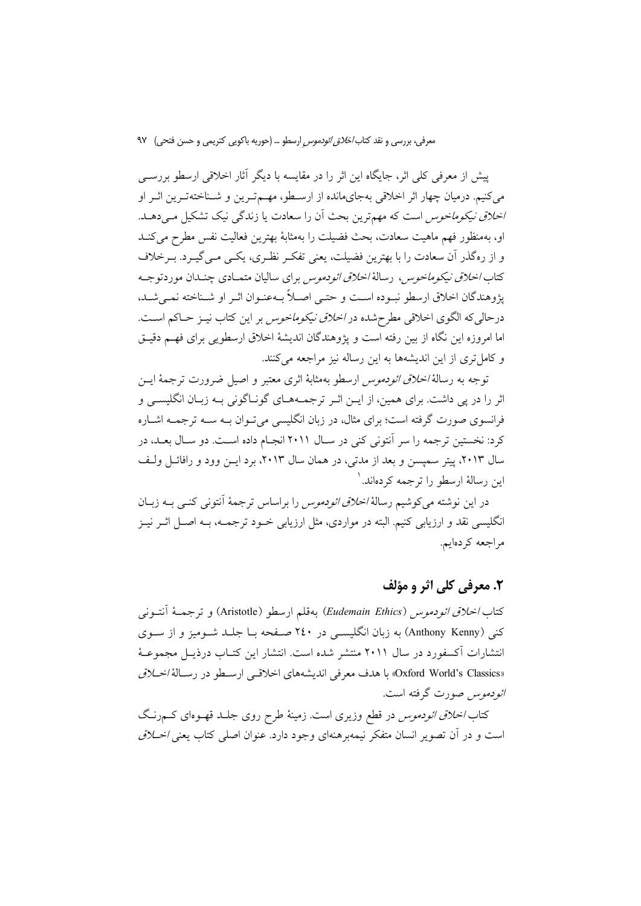پیش از معرفی کلی اثر، جایگاه این اثر را در مقایسه با دیگر آثار اخلاقی ارسطو بررسی می‌کنیم. درمیان چهار اثر اخلاقی به‌جای‌مانده از ارسطو، مهم‌ترین و شناخته‌ترین اثر او *اخلاق نیکوماخوس* است که مهم‌ترین بحث آن را سعادت یا زندگی نیک تشکیل می‌دهد. او، به‌منظور فهم ماهیت سعادت، بحث فضیلت را به‌مثابهٔ بهترین فعالیت نفس مطرح می‌کند و از ره‌گذر آن سعادت را با بهترین فضیلت، یعنی تفکر نظری، یکی می‌گیرد. برخلاف کتاب *اخلاق نیکوماخوس*، رسالهٔ *اخلاق ائودموس* برای سالیان متمادی چندان موردتوجه پژوهندگان اخلاق ارسطو نبوده است و حتی اصلاً به‌عنوان اثر او شناخته نمی‌شد، درحالی‌که الگوی اخلاقی مطرح‌شده در *اخلاق نیکوماخوس* بر این کتاب نیز حاکم است. اما امروزه این نگاه از بین رفته است و پژوهندگان اندیشهٔ اخلاق ارسطویی برای فهم دقیق و کامل‌تری از این اندیشه‌ها به این رساله نیز مراجعه می‌کنند.

توجه به رسالهٔ *اخلاق ائودموس* ارسطو به‌مثابهٔ اثری معتبر و اصیل ضرورت ترجمهٔ این اثر را در پی داشت. برای همین، از این اثر ترجمه‌های گوناگونی به زبان انگلیسی و فرانسوی صورت گرفته است؛ برای مثال، در زبان انگلیسی می‌توان به سه ترجمه اشاره کرد: نخستین ترجمه را سر آنتونی کنی در سال ۲۰۱۱ انجام داده است. دو سال بعد، در سال ۲۰۱۳، پیتر سمپسن و بعد از مدتی، در همان سال ۲۰۱۳، برد این وود و رافائل ولف این رسالهٔ ارسطو را ترجمه کرده‌اند.[1]

در این نوشته می‌کوشیم رسالهٔ *اخلاق ائودموس* را براساس ترجمهٔ آنتونی کنی به زبان انگلیسی نقد و ارزیابی کنیم. البته در مواردی، مثل ارزیابی خود ترجمه، به اصل اثر نیز مراجعه کرده‌ایم.

## ۲. معرفی کلی اثر و مؤلف

کتاب *اخلاق ائودموس* (*Eudemain Ethics*) به‌قلم ارسطو (Aristotle) و ترجمهٔ آنتونی کنی (Anthony Kenny) به زبان انگلیسی در ۲۴۰ صفحه با جلد شومیز و از سوی انتشارات آکسفورد در سال ۲۰۱۱ منتشر شده است. انتشار این کتاب درذیل مجموعهٔ «Oxford World's Classics» با هدف معرفی اندیشه‌های اخلاقی ارسطو در رسالهٔ *اخلاق ائودموس* صورت گرفته است.

کتاب *اخلاق ائودموس* در قطع وزیری است. زمینهٔ طرح روی جلد قهوه‌ای کم‌رنگ است و در آن تصویر انسان متفکر نیمه‌برهنه‌ای وجود دارد. عنوان اصلی کتاب یعنی *اخلاق*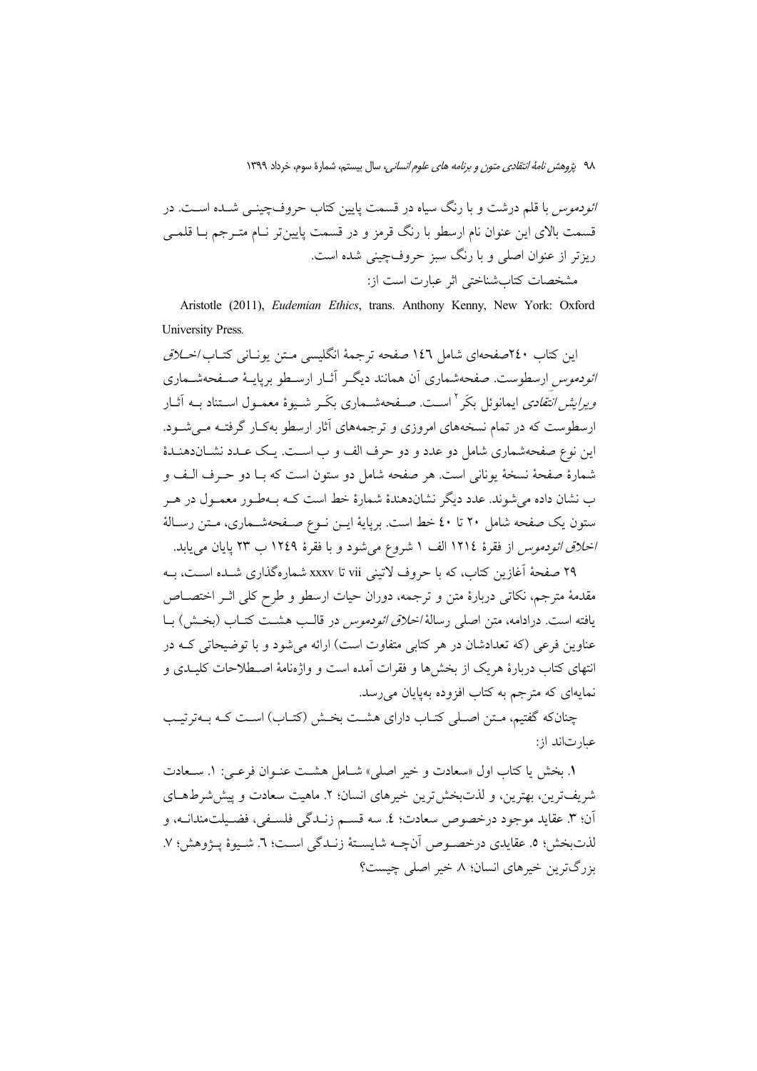*ائودموس* با قلم درشت و با رنگ سیاه در قسمت پایین کتاب حروف‌چینی شده است. در قسمت بالای این عنوان نام ارسطو با رنگ قرمز و در قسمت پایین‌تر نام مترجم با قلمی ریزتر از عنوان اصلی و با رنگ سبز حروف‌چینی شده است.

مشخصات کتاب‌شناختی اثر عبارت است از:

Aristotle (2011), *Eudemian Ethics*, trans. Anthony Kenny, New York: Oxford University Press.

این کتاب ۲۴۰صفحه‌ای شامل ۱۴۶ صفحه ترجمهٔ انگلیسی متن یونانی کتاب *اخلاق ائودموس* ارسطوست. صفحه‌شماری آن همانند دیگر آثار ارسطو برپایهٔ صفحه‌شماری *ویرایش انتقادی* ایمانوئل بکَر[2] است. صفحه‌شماری بکَر شیوهٔ معمول استناد به آثار ارسطوست که در تمام نسخه‌های امروزی و ترجمه‌های آثار ارسطو به‌کار گرفته می‌شود. این نوع صفحه‌شماری شامل دو عدد و دو حرف الف و ب است. یک عدد نشان‌دهندهٔ شمارهٔ صفحهٔ نسخهٔ یونانی است. هر صفحه شامل دو ستون است که با دو حرف الف و ب نشان داده می‌شوند. عدد دیگر نشان‌دهندهٔ شمارهٔ خط است که به‌طور معمول در هر ستون یک صفحه شامل ۲۰ تا ۴۰ خط است. برپایهٔ این نوع صفحه‌شماری، متن رسالهٔ *اخلاق ائودموس* از فقرهٔ ۱۲۱۴ الف ۱ شروع می‌شود و با فقرهٔ ۱۲۴۹ ب ۲۳ پایان می‌یابد.

۲۹ صفحهٔ آغازین کتاب، که با حروف لاتینی vii تا xxxv شماره‌گذاری شده است، به مقدمهٔ مترجم، نکاتی دربارهٔ متن و ترجمه، دوران حیات ارسطو و طرح کلی اثر اختصاص یافته است. درادامه، متن اصلی رسالهٔ *اخلاق ائودموس* در قالب هشت کتاب (بخش) با عناوین فرعی (که تعدادشان در هر کتابی متفاوت است) ارائه می‌شود و با توضیحاتی که در انتهای کتاب دربارهٔ هریک از بخش‌ها و فقرات آمده است و واژه‌نامهٔ اصطلاحات کلیدی و نمایه‌ای که مترجم به کتاب افزوده به‌پایان می‌رسد.

چنان‌که گفتیم، متن اصلی کتاب دارای هشت بخش (کتاب) است که به‌ترتیب عبارت‌اند از:

**۱**. بخش یا کتاب اول «سعادت و خیر اصلی» شامل هشت عنوان فرعی: ۱. سعادت شریف‌ترین، بهترین، و لذت‌بخش‌ترین خیرهای انسان؛ ۲. ماهیت سعادت و پیش‌شرط‌های آن؛ ۳. عقاید موجود درخصوص سعادت؛ ٤. سه قسم زندگی فلسفی، فضیلت‌مندانه، و لذت‌بخش؛ ٥. عقایدی درخصوص آن‌چه شایستهٔ زندگی است؛ ٦. شیوهٔ پژوهش؛ ۷. بزرگ‌ترین خیرهای انسان؛ ۸ خیر اصلی چیست؟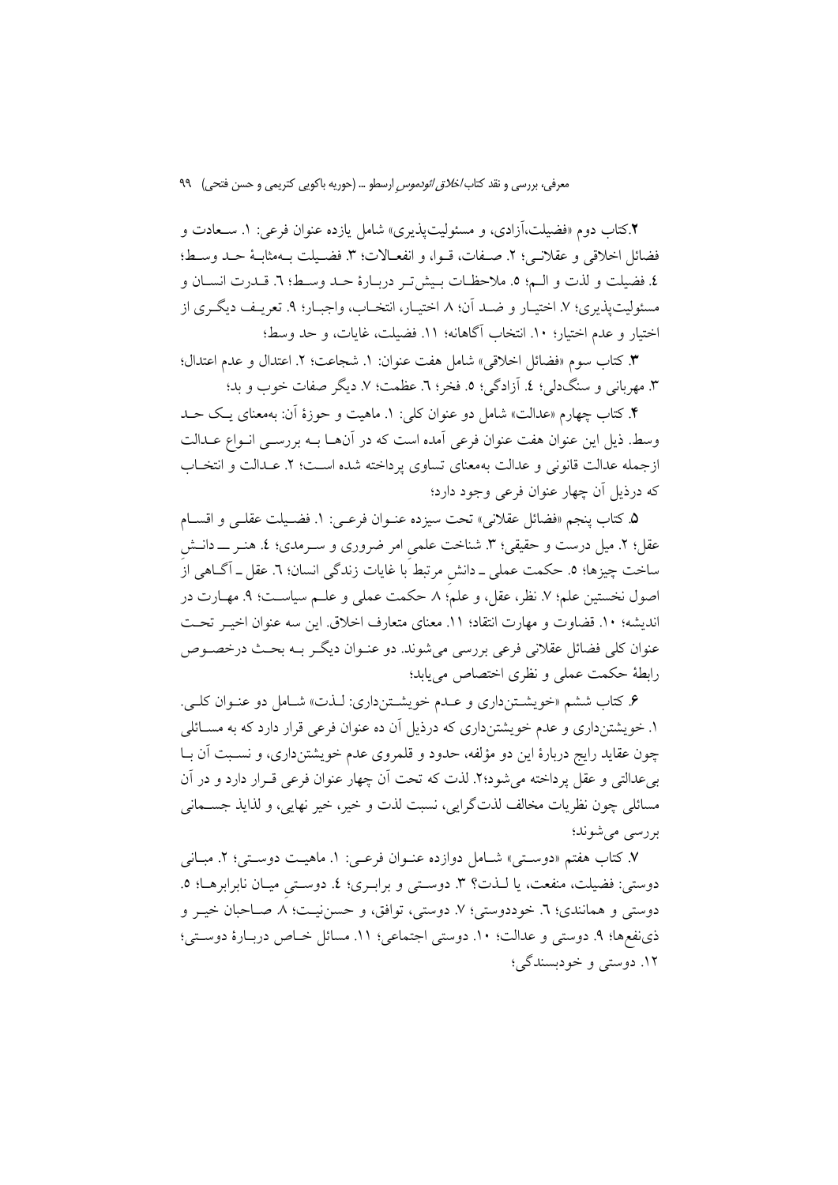**۲.** کتاب دوم «فضیلت،آزادی، و مسئولیت‌پذیری» شامل یازده عنوان فرعی: ۱. سعادت و فضائل اخلاقی و عقلانی؛ ۲. صفات، قوا، و انفعالات؛ ۳. فضیلت به‌مثابهٔ حد وسط؛ ٤. فضیلت و لذت و الم؛ ٥. ملاحظات بیش‌تر دربارهٔ حد وسط؛ ٦. قدرت انسان و مسئولیت‌پذیری؛ ۷. اختیار و ضد آن؛ ۸ اختیار، انتخاب، واجبار؛ ۹. تعریف دیگری از اختیار و عدم اختیار؛ ۱۰. انتخاب آگاهانه؛ ۱۱. فضیلت، غایات، و حد وسط؛

**۳.** کتاب سوم «فضائل اخلاقی» شامل هفت عنوان: ۱. شجاعت؛ ۲. اعتدال و عدم اعتدال؛ ۳. مهربانی و سنگ‌دلی؛ ٤. آزادگی؛ ٥. فخر؛ ٦. عظمت؛ ۷. دیگر صفات خوب و بد؛

**۴.** کتاب چهارم «عدالت» شامل دو عنوان کلی: ۱. ماهیت و حوزهٔ آن: به‌معنای یک حد وسط. ذیل این عنوان هفت عنوان فرعی آمده است که در آن‌ها به بررسی انواع عدالت ازجمله عدالت قانونی و عدالت به‌معنای تساوی پرداخته شده است؛ ۲. عدالت و انتخاب که درذیل آن چهار عنوان فرعی وجود دارد؛

**۵.** کتاب پنجم «فضائل عقلانی» تحت سیزده عنوان فرعی: ۱. فضیلت عقلی و اقسام عقل؛ ۲. میل درست و حقیقی؛ ۳. شناخت علمی امر ضروری و سرمدی؛ ٤. هنر ـــ دانش ساخت چیزها؛ ٥. حکمت عملی ـ دانشِ مرتبط با غایات زندگی انسان؛ ٦. عقل ـ آگاهی از اصول نخستین علم؛ ۷. نظر، عقل، و علم؛ ۸ حکمت عملی و علم سیاست؛ ۹. مهارت در اندیشه؛ ۱۰. قضاوت و مهارت انتقاد؛ ۱۱. معنای متعارف اخلاق. این سه عنوان اخیر تحت عنوان کلی فضائل عقلانی فرعی بررسی می‌شوند. دو عنوان دیگر به بحث درخصوص رابطهٔ حکمت عملی و نظری اختصاص می‌یابد؛

**۶.** کتاب ششم «خویشتن‌داری و عدم خویشتن‌داری: لذت» شامل دو عنوان کلی. ۱. خویشتن‌داری و عدم خویشتن‌داری که درذیل آن ده عنوان فرعی قرار دارد که به مسائلی چون عقاید رایج دربارهٔ این دو مؤلفه، حدود و قلمروی عدم خویشتن‌داری، و نسبت آن با بی‌عدالتی و عقل پرداخته می‌شود؛۲. لذت که تحت آن چهار عنوان فرعی قرار دارد و در آن مسائلی چون نظریات مخالف لذت‌گرایی، نسبت لذت و خیر، خیر نهایی، و لذایذ جسمانی بررسی می‌شوند؛

**۷.** کتاب هفتم «دوستی» شامل دوازده عنوان فرعی: ۱. ماهیت دوستی؛ ۲. مبانی دوستی: فضیلت، منفعت، یا لذت؟ ۳. دوستی و برابری؛ ٤. دوستی میان نابرابرها؛ ٥. دوستی و همانندی؛ ٦. خوددوستی؛ ۷. دوستی، توافق، و حسن‌نیت؛ ۸. صاحبان خیر و ذی‌نفع‌ها؛ ۹. دوستی و عدالت؛ ۱۰. دوستی اجتماعی؛ ۱۱. مسائل خاص دربارهٔ دوستی؛ ۱۲. دوستی و خودبسندگی؛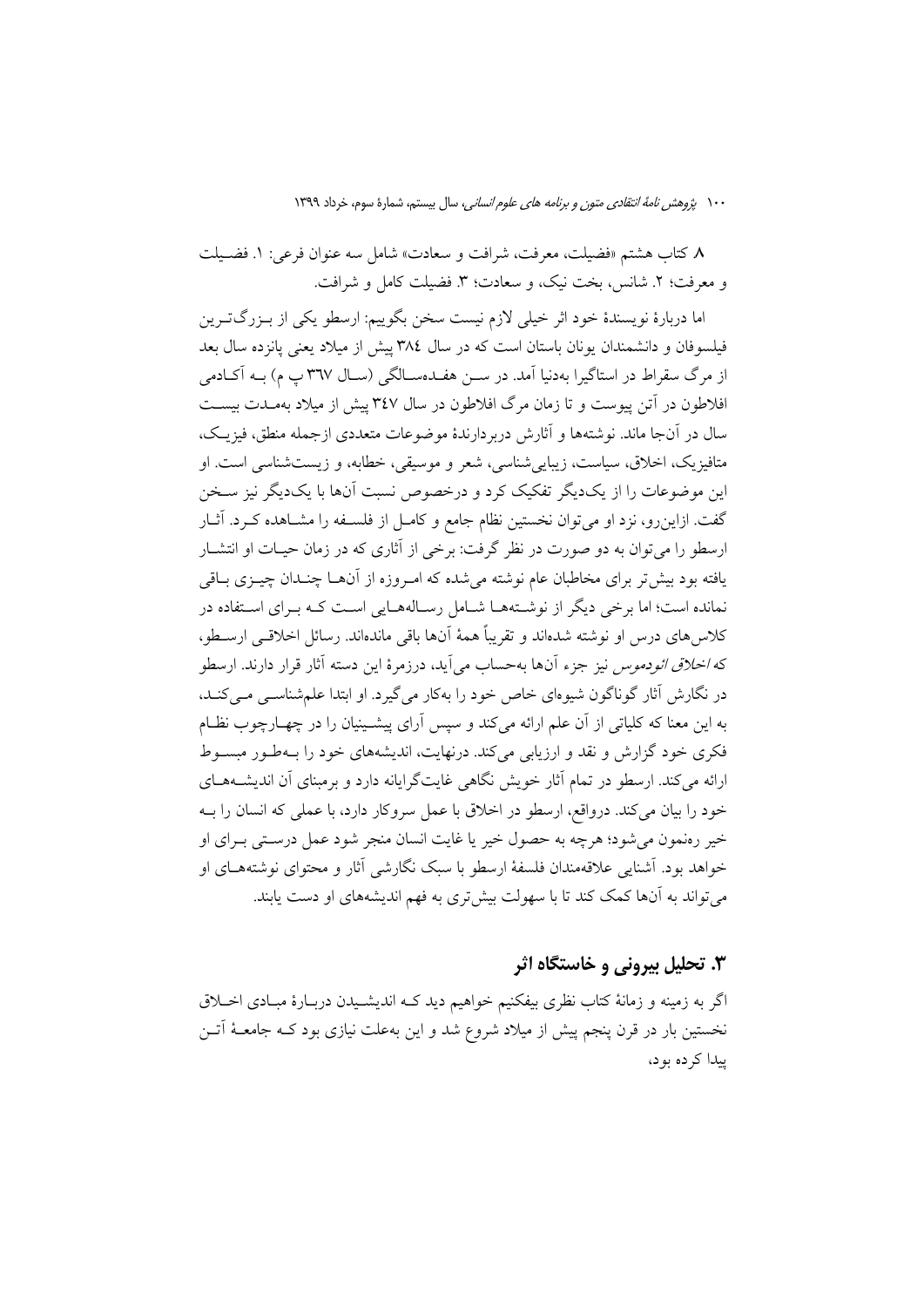۸ کتاب هشتم «فضیلت، معرفت، شرافت و سعادت» شامل سه عنوان فرعی: ۱. فضیلت و معرفت؛ ۲. شانس، بخت نیک، و سعادت؛ ۳. فضیلت کامل و شرافت.

اما دربارهٔ نویسندهٔ خود اثر خیلی لازم نیست سخن بگوییم: ارسطو یکی از بزرگ‌ترین فیلسوفان و دانشمندان یونان باستان است که در سال ۳۸٤ پیش از میلاد یعنی پانزده سال بعد از مرگ سقراط در استاگیرا به‌دنیا آمد. در سن هفده‌سالگی (سال ۳٦۷ پ م) به آکادمی افلاطون در آتن پیوست و تا زمان مرگ افلاطون در سال ۳٤۷ پیش از میلاد به‌مدت بیست سال در آن‌جا ماند. نوشته‌ها و آثارش دربردارندهٔ موضوعات متعددی ازجمله منطق، فیزیک، متافیزیک، اخلاق، سیاست، زیبایی‌شناسی، شعر و موسیقی، خطابه، و زیست‌شناسی است. او این موضوعات را از یک‌دیگر تفکیک کرد و درخصوص نسبت آن‌ها با یک‌دیگر نیز سخن گفت. ازاین‌رو، نزد او می‌توان نخستین نظام جامع و کامل از فلسفه را مشاهده کرد. آثار ارسطو را می‌توان به دو صورت در نظر گرفت: برخی از آثاری که در زمان حیات او انتشار یافته بود بیش‌تر برای مخاطبان عام نوشته می‌شده که امروزه از آن‌ها چندان چیزی باقی نمانده است؛ اما برخی دیگر از نوشته‌ها شامل رساله‌هایی است که برای استفاده در کلاس‌های درس او نوشته شده‌اند و تقریباً همهٔ آن‌ها باقی مانده‌اند. رسائل اخلاقی ارسطو، که *اخلاق ائودموس* نیز جزء آن‌ها به‌حساب می‌آید، درزمرهٔ این دسته آثار قرار دارند. ارسطو در نگارش آثار گوناگون شیوه‌ای خاص خود را به‌کار می‌گیرد. او ابتدا علم‌شناسی می‌کند، به این معنا که کلیاتی از آن علم ارائه می‌کند و سپس آرای پیشینیان را در چهارچوب نظام فکری خود گزارش و نقد و ارزیابی می‌کند. درنهایت، اندیشه‌های خود را به‌طور مبسوط ارائه می‌کند. ارسطو در تمام آثار خویش نگاهی غایت‌گرایانه دارد و برمبنای آن اندیشه‌های خود را بیان می‌کند. درواقع، ارسطو در اخلاق با عمل سروکار دارد، با عملی که انسان را به خیر رهنمون می‌شود؛ هرچه به حصول خیر یا غایت انسان منجر شود عمل درستی برای او خواهد بود. آشنایی علاقه‌مندان فلسفهٔ ارسطو با سبک نگارشی آثار و محتوای نوشته‌های او می‌تواند به آن‌ها کمک کند تا با سهولت بیش‌تری به فهم اندیشه‌های او دست یابند.

## ۳. تحلیل بیرونی و خاستگاه اثر

اگر به زمینه و زمانهٔ کتاب نظری بیفکنیم خواهیم دید که اندیشیدن دربارهٔ مبادی اخلاق نخستین بار در قرن پنجم پیش از میلاد شروع شد و این به‌علت نیازی بود که جامعهٔ آتن پیدا کرده بود،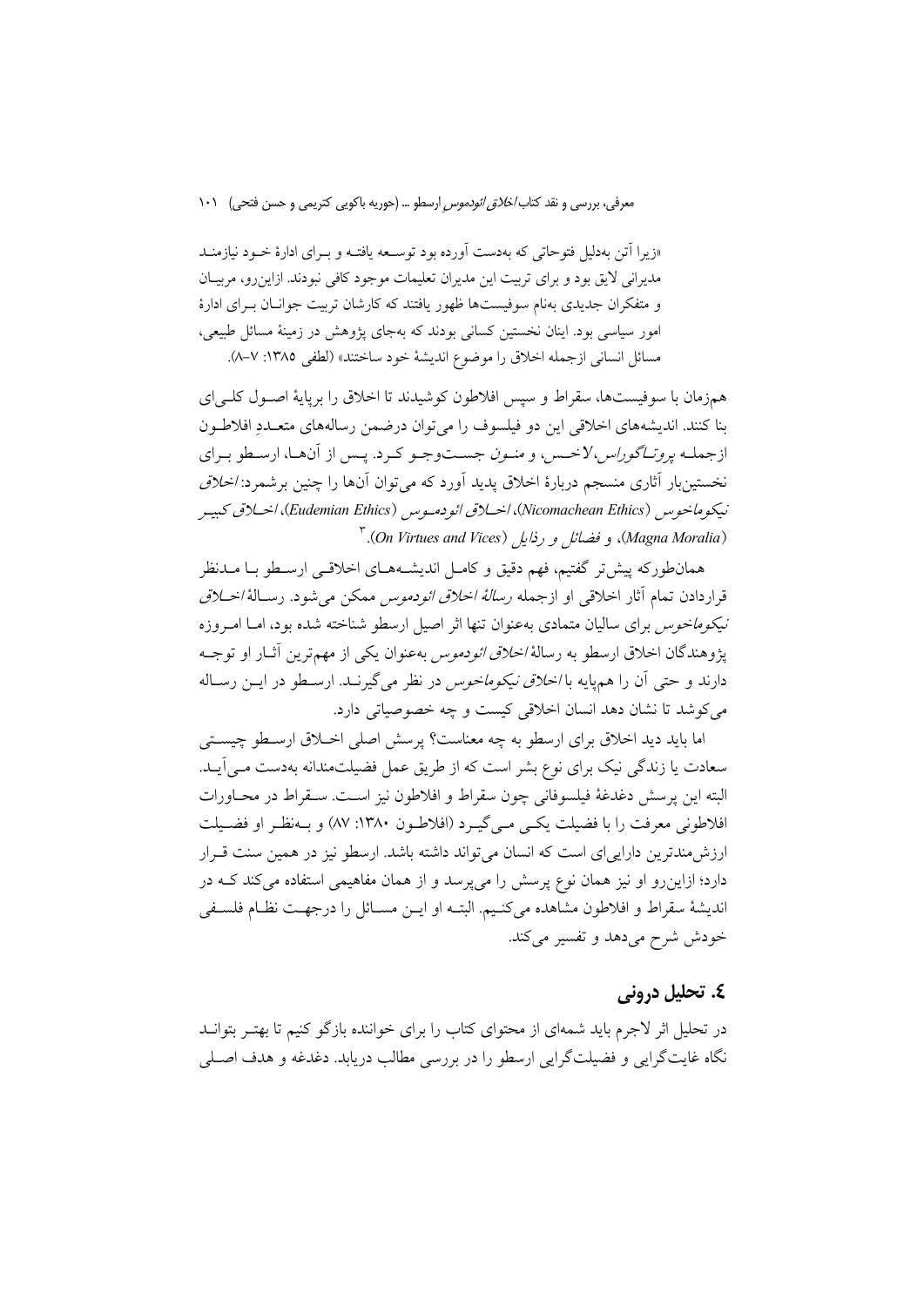«زیرا آتن به‌دلیل فتوحاتی که به‌دست آورده بود توسعه یافته و برای ادارهٔ خود نیازمند مدیرانی لایق بود و برای تربیت این مدیران تعلیمات موجود کافی نبودند. ازاین‌رو، مربیان و متفکران جدیدی به‌نام سوفیست‌ها ظهور یافتند که کارشان تربیت جوانان برای ادارهٔ امور سیاسی بود. اینان نخستین کسانی بودند که به‌جای پژوهش در زمینهٔ مسائل طبیعی، مسائل انسانی ازجمله اخلاق را موضوع اندیشهٔ خود ساختند» (لطفی ۱۳۸۵: ۷–۸).

هم‌زمان با سوفیست‌ها، سقراط و سپس افلاطون کوشیدند تا اخلاق را برپایهٔ اصول کلی‌ای بنا کنند. اندیشه‌های اخلاقی این دو فیلسوف را می‌توان درضمن رساله‌های متعددِ افلاطون ازجمله *پروتاگوراس*، *لاخس*، و *منون* جست‌وجو کرد. پس از آن‌ها، ارسطو برای نخستین‌بار آثاری منسجم دربارهٔ اخلاق پدید آورد که می‌توان آن‌ها را چنین برشمرد: *اخلاق نیکوماخوس* (*Nicomachean Ethics*)، *اخلاق ائودموس* (*Eudemian Ethics*)، *اخلاق کبیر* (*Magna Moralia*)، و *فضائل و رذایل* (*On Virtues and Vices*).[3]

همان‌طورکه پیش‌تر گفتیم، فهم دقیق و کامل اندیشه‌های اخلاقی ارسطو با مدنظر قراردادن تمام آثار اخلاقی او ازجمله *رسالهٔ اخلاق ائودموس* ممکن می‌شود. رسالهٔ *اخلاق نیکوماخوس* برای سالیان متمادی به‌عنوان تنها اثر اصیل ارسطو شناخته شده بود، اما امروزه پژوهندگان اخلاق ارسطو به رسالهٔ *اخلاق ائودموس* به‌عنوان یکی از مهم‌ترین آثار او توجه دارند و حتی آن را هم‌پایه با *اخلاق نیکوماخوس* در نظر می‌گیرند. ارسطو در این رساله می‌کوشد تا نشان دهد انسان اخلاقی کیست و چه خصوصیاتی دارد.

اما باید دید اخلاق برای ارسطو به چه معناست؟ پرسش اصلی اخلاق ارسطو چیستی سعادت یا زندگی نیک برای نوع بشر است که از طریق عمل فضیلت‌مندانه به‌دست می‌آید. البته این پرسش دغدغهٔ فیلسوفانی چون سقراط و افلاطون نیز است. سقراط در محاورات افلاطونی معرفت را با فضیلت یکی می‌گیرد (افلاطون ۱۳۸۰: ۸۷) و به‌نظر او فضیلت ارزش‌مندترین دارایی‌ای است که انسان می‌تواند داشته باشد. ارسطو نیز در همین سنت قرار دارد؛ ازاین‌رو او نیز همان نوع پرسش را می‌پرسد و از همان مفاهیمی استفاده می‌کند که در اندیشهٔ سقراط و افلاطون مشاهده می‌کنیم. البته او این مسائل را درجهت نظام فلسفی خودش شرح می‌دهد و تفسیر می‌کند.

## ۴. تحلیل درونی

در تحلیل اثر لاجرم باید شمه‌ای از محتوای کتاب را برای خواننده بازگو کنیم تا بهتر بتواند نگاه غایت‌گرایی و فضیلت‌گرایی ارسطو را در بررسی مطالب دریابد. دغدغه و هدف اصلی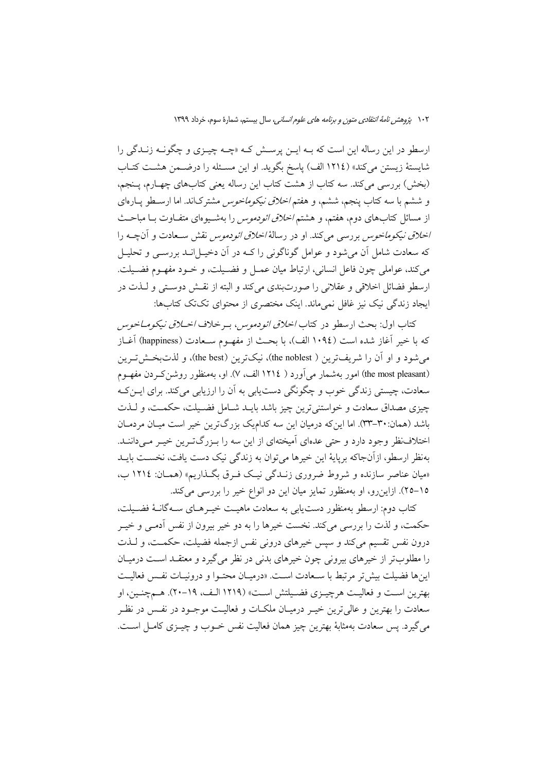ارسطو در این رساله این است که به این پرسش که «چه چیزی و چگونه زندگی را شایستهٔ زیستن می‌کند» (۱۲۱۴ الف) پاسخ بگوید. او این مسئله را درضمن هشت کتاب (بخش) بررسی می‌کند. سه کتاب از هشت کتاب این رساله یعنی کتاب‌های چهارم، پنجم، و ششم با سه کتاب پنجم، ششم، و هفتم *اخلاق نیکوماخوس* مشترک‌اند. اما ارسطو پاره‌ای از مسائل کتاب‌های دوم، هفتم، و هشتم *اخلاق ائودموس* را به‌شیوه‌ای متفاوت با مباحث *اخلاق نیکوماخوس* بررسی می‌کند. او در رسالهٔ *اخلاق ائودموس* نقش سعادت و آن‌چه را که سعادت شامل آن می‌شود و عوامل گوناگونی را که در آن دخیل‌اند بررسی و تحلیل می‌کند، عواملی چون فاعل انسانی، ارتباط میان عمل و فضیلت، و خود مفهوم فضیلت. ارسطو فضائل اخلاقی و عقلانی را صورت‌بندی می‌کند و البته از نقش دوستی و لذت در ایجاد زندگی نیک نیز غافل نمی‌ماند. اینک مختصری از محتوای تک‌تک کتاب‌ها:

کتاب اول: بحث ارسطو در کتاب *اخلاق ائودموس*، برخلاف *اخلاق نیکوماخوس* که با خیر آغاز شده است (۱۰۹۴ الف)، با بحث از مفهوم سعادت (happiness) آغاز می‌شود و او آن را شریف‌ترین (the noblest)، نیک‌ترین (the best)، و لذت‌بخش‌ترین (the most pleasant) امور به‌شمار می‌آورد (۱۲۱٤ الف، ۷). او، به‌منظور روشن‌کردن مفهوم سعادت، چیستی زندگی خوب و چگونگی دست‌یابی به آن را ارزیابی می‌کند. برای این‌که چیزی مصداق سعادت و خواستنی‌ترین چیز باشد باید شامل فضیلت، حکمت، و لذت باشد (همان: ۳۰-۳۳). اما این‌که درمیان این سه کدام‌یک بزرگ‌ترین خیر است میان مردمان اختلاف‌نظر وجود دارد و حتی عده‌ای آمیخته‌ای از این سه را بزرگ‌ترین خیر می‌دانند. به‌نظر ارسطو، ازآن‌جاکه برپایهٔ این خیرها می‌توان به زندگی نیک دست یافت، نخست باید «میان عناصر سازنده و شروط ضروری زندگی نیک فرق بگذاریم» (همان: ۱۲۱٤ ب، ۱۵-۲۵). ازاین‌رو، او به‌منظور تمایز میان این دو انواع خیر را بررسی می‌کند.

کتاب دوم: ارسطو به‌منظور دست‌یابی به سعادت ماهیت خیرهای سه‌گانهٔ فضیلت، حکمت، و لذت را بررسی می‌کند. نخست خیرها را به دو خیر بیرون از نفس آدمی و خیر درون نفس تقسیم می‌کند و سپس خیرهای درونی نفس ازجمله فضیلت، حکمت، و لذت را مطلوب‌تر از خیرهای بیرونی چون خیرهای بدنی در نظر می‌گیرد و معتقد است درمیان این‌ها فضیلت بیش‌تر مرتبط با سعادت است. «درمیان محتوا و درونیات نفس فعالیت بهترین است و فعالیت هرچیزی فضیلتش است» (۱۲۱۹ الف، ۱۹-۲۰). هم‌چنین، او سعادت را بهترین و عالی‌ترین خیر درمیان ملکات و فعالیت موجود در نفس در نظر می‌گیرد. پس سعادت به‌مثابهٔ بهترین چیز همان فعالیت نفس خوب و چیزی کامل است.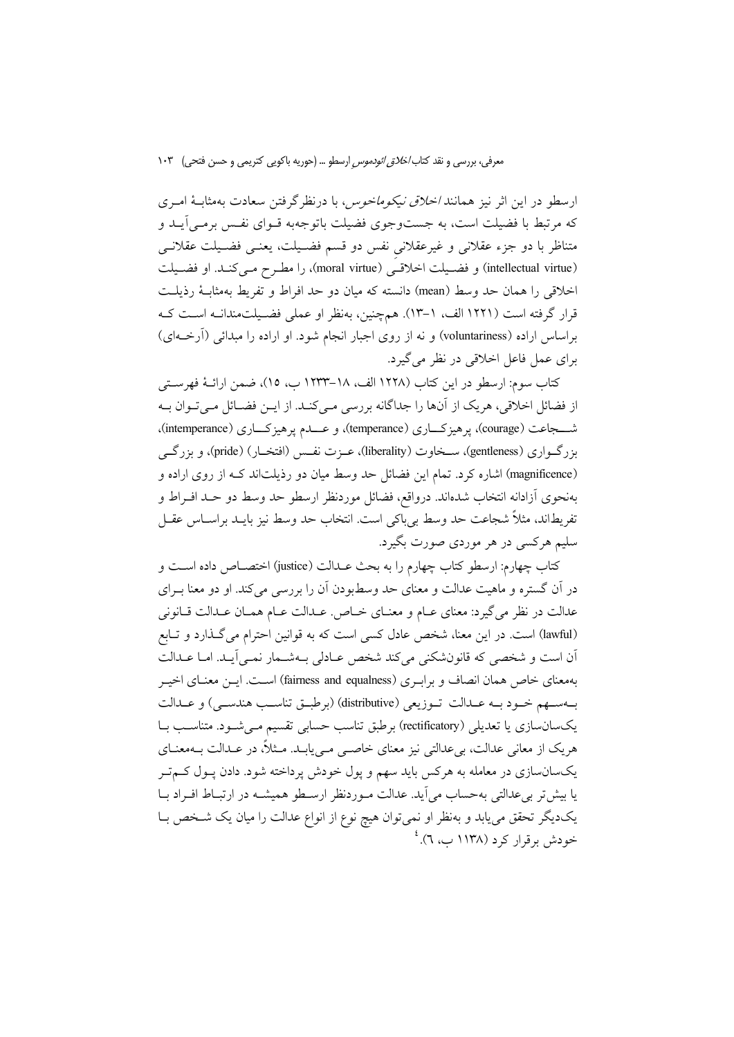ارسطو در این اثر نیز همانند *اخلاق نیکوماخوس*، با درنظرگرفتن سعادت به‌مثابهٔ امری که مرتبط با فضیلت است، به جست‌وجوی فضیلت باتوجه‌به قوای نفس برمی‌آید و متناظر با دو جزء عقلانی و غیرعقلانیِ نفس دو قسم فضیلت، یعنی فضیلت عقلانی (intellectual virtue) و فضیلت اخلاقی (moral virtue)، را مطرح می‌کند. او فضیلت اخلاقی را همان حد وسط (mean) دانسته که میان دو حد افراط و تفریط به‌مثابهٔ رذیلت قرار گرفته است (۱۲۲۱ الف، ۱-۱۳). همچنین، به‌نظر او عملی فضیلت‌مندانه است که براساس اراده (voluntariness) و نه از روی اجبار انجام شود. او اراده را مبدائی (آرخه‌ای) برای عمل فاعل اخلاقی در نظر می‌گیرد.

کتاب سوم: ارسطو در این کتاب (۱۲۲۸ الف، ۱۸-۱۲۳۳ ب، ۱۵)، ضمن ارائهٔ فهرستی از فضائل اخلاقی، هریک از آن‌ها را جداگانه بررسی می‌کند. از این فضائل می‌توان به شجاعت (courage)، پرهیزکاری (temperance)، و عدم پرهیزکاری (intemperance)، بزرگواری (gentleness)، سخاوت (liberality)، عزت نفس (افتخار) (pride)، و بزرگی (magnificence) اشاره کرد. تمام این فضائل حد وسط میان دو رذیلت‌اند که از روی اراده و به‌نحوی آزادانه انتخاب شده‌اند. درواقع، فضائل موردنظر ارسطو حد وسط دو حد افراط و تفریط‌اند، مثلاً شجاعت حد وسط بی‌باکی است. انتخاب حد وسط نیز باید براساس عقل سلیم هرکسی در هر موردی صورت بگیرد.

کتاب چهارم: ارسطو کتاب چهارم را به بحث عدالت (justice) اختصاص داده است و در آن گستره و ماهیت عدالت و معنای حد وسط‌بودن آن را بررسی می‌کند. او دو معنا برای عدالت در نظر می‌گیرد: معنای عام و معنای خاص. عدالت عام همان عدالت قانونی (lawful) است. در این معنا، شخص عادل کسی است که به قوانین احترام می‌گذارد و تابع آن است و شخصی که قانون‌شکنی می‌کند شخص عادلی به‌شمار نمی‌آید. اما عدالت به‌معنای خاص همان انصاف و برابری (fairness and equalness) است. این معنای اخیر به‌سهم خود به عدالت توزیعی (distributive) (برطبق تناسب هندسی) و عدالت یکسان‌سازی یا تعدیلی (rectificatory) برطبق تناسب حسابی تقسیم می‌شود. متناسب با هریک از معانی عدالت، بی‌عدالتی نیز معنای خاصی می‌یابد. مثلاً، در عدالت به‌معنای یکسان‌سازی در معامله به هرکس باید سهم و پول خودش پرداخته شود. دادن پول کم‌تر یا بیش‌تر بی‌عدالتی به‌حساب می‌آید. عدالت موردنظر ارسطو همیشه در ارتباط افراد با یک‌دیگر تحقق می‌یابد و به‌نظر او نمی‌توان هیچ نوع از انواع عدالت را میان یک شخص با خودش برقرار کرد (۱۱۳۸ ب، ۶).[۴]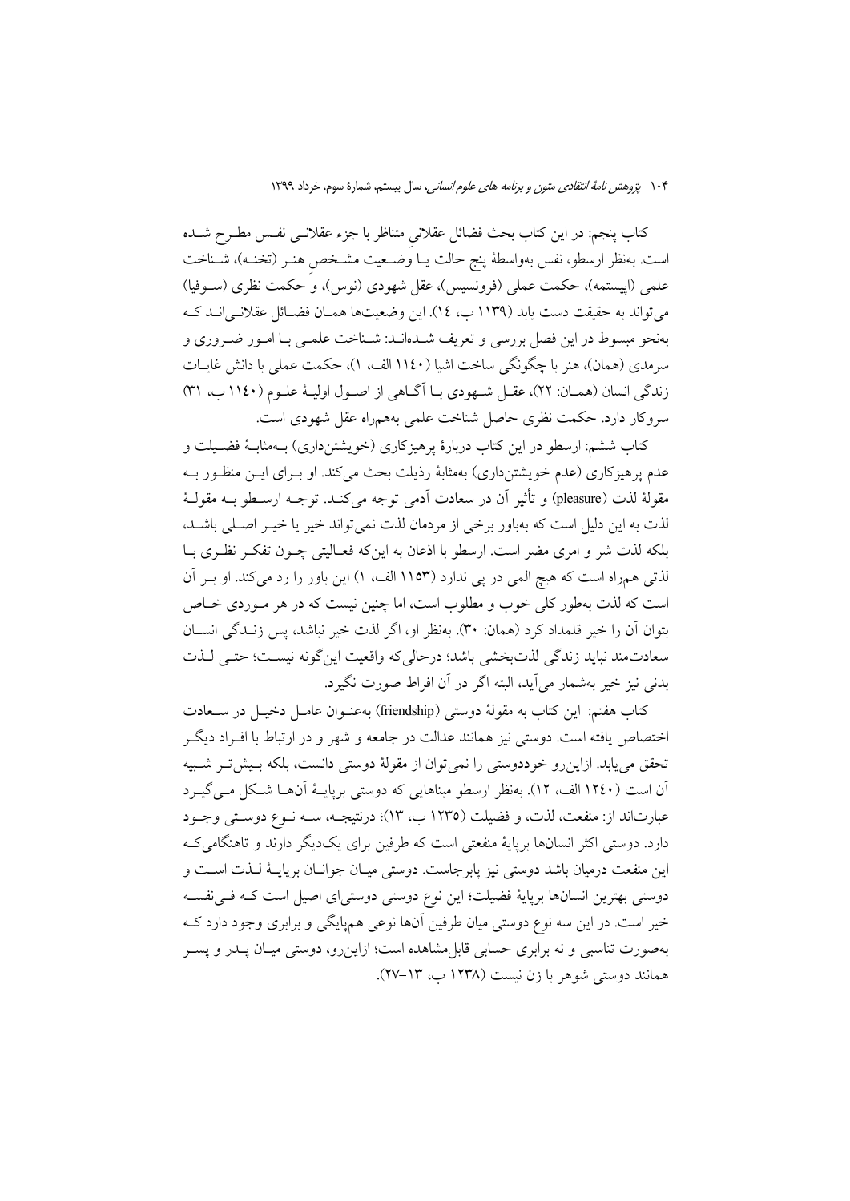کتاب پنجم: در این کتاب بحث فضائل عقلانیِ متناظر با جزء عقلانی نفس مطرح شده است. به‌نظر ارسطو، نفس به‌واسطهٔ پنج حالت یا وضعیت مشخصِ هنر (تخنه)، شناخت علمی (اپیستمه)، حکمت عملی (فرونسیس)، عقل شهودی (نوس)، و حکمت نظری (سوفیا) می‌تواند به حقیقت دست یابد (۱۱۳۹ ب، ۱٤). این وضعیت‌ها همان فضائل عقلانی‌اند که به‌نحو مبسوط در این فصل بررسی و تعریف شده‌اند: شناخت علمی با امور ضروری و سرمدی (همان)، هنر با چگونگی ساخت اشیا (۱۱٤۰ الف، ۱)، حکمت عملی با دانش غایات زندگی انسان (همان: ۲۲)، عقل شهودی با آگاهی از اصول اولیهٔ علوم (۱۱٤۰ ب، ۳۱) سروکار دارد. حکمت نظری حاصل شناخت علمی به‌همراه عقل شهودی است.

کتاب ششم: ارسطو در این کتاب دربارهٔ پرهیزکاری (خویشتن‌داری) به‌مثابهٔ فضیلت و عدم پرهیزکاری (عدم خویشتن‌داری) به‌مثابهٔ رذیلت بحث می‌کند. او برای این منظور به مقولهٔ لذت (pleasure) و تأثیر آن در سعادت آدمی توجه می‌کند. توجه ارسطو به مقولهٔ لذت به این دلیل است که به‌باور برخی از مردمان لذت نمی‌تواند خیر یا خیر اصلی باشد، بلکه لذت شر و امری مضر است. ارسطو با اذعان به این‌که فعالیتی چون تفکر نظری با لذتی همراه است که هیچ المی در پی ندارد (۱۱۵۳ الف، ۱) این باور را رد می‌کند. او بر آن است که لذت به‌طور کلی خوب و مطلوب است، اما چنین نیست که در هر موردی خاص بتوان آن را خیر قلمداد کرد (همان: ۳۰). به‌نظر او، اگر لذت خیر نباشد، پس زندگی انسان سعادت‌مند نباید زندگی لذت‌بخشی باشد؛ درحالی‌که واقعیت این‌گونه نیست؛ حتی لذت بدنی نیز خیر به‌شمار می‌آید، البته اگر در آن افراط صورت نگیرد.

کتاب هفتم: این کتاب به مقولهٔ دوستی (friendship) به‌عنوان عامل دخیل در سعادت اختصاص یافته است. دوستی نیز همانند عدالت در جامعه و شهر و در ارتباط با افراد دیگر تحقق می‌یابد. ازاین‌رو خوددوستی را نمی‌توان از مقولهٔ دوستی دانست، بلکه بیش‌تر شبیه آن است (۱۲٤۰ الف، ۱۲). به‌نظر ارسطو مبناهایی که دوستی برپایهٔ آن‌ها شکل می‌گیرد عبارت‌اند از: منفعت، لذت، و فضیلت (۱۲۳۵ ب، ۱۳)؛ درنتیجه، سه نوع دوستی وجود دارد. دوستی اکثر انسان‌ها برپایهٔ منفعتی است که طرفین برای یک‌دیگر دارند و تاهنگامی‌که این منفعت درمیان باشد دوستی نیز پابرجاست. دوستی میان جوانان برپایهٔ لذت است و دوستی بهترین انسان‌ها برپایهٔ فضیلت؛ این نوع دوستی دوستی‌ای اصیل است که فی‌نفسه خیر است. در این سه نوع دوستی میان طرفین آن‌ها نوعی هم‌پایگی و برابری وجود دارد که به‌صورت تناسبی و نه برابری حسابی قابل‌مشاهده است؛ ازاین‌رو، دوستی میان پدر و پسر همانند دوستی شوهر با زن نیست (۱۲۳۸ ب، ۱۳-۲۷).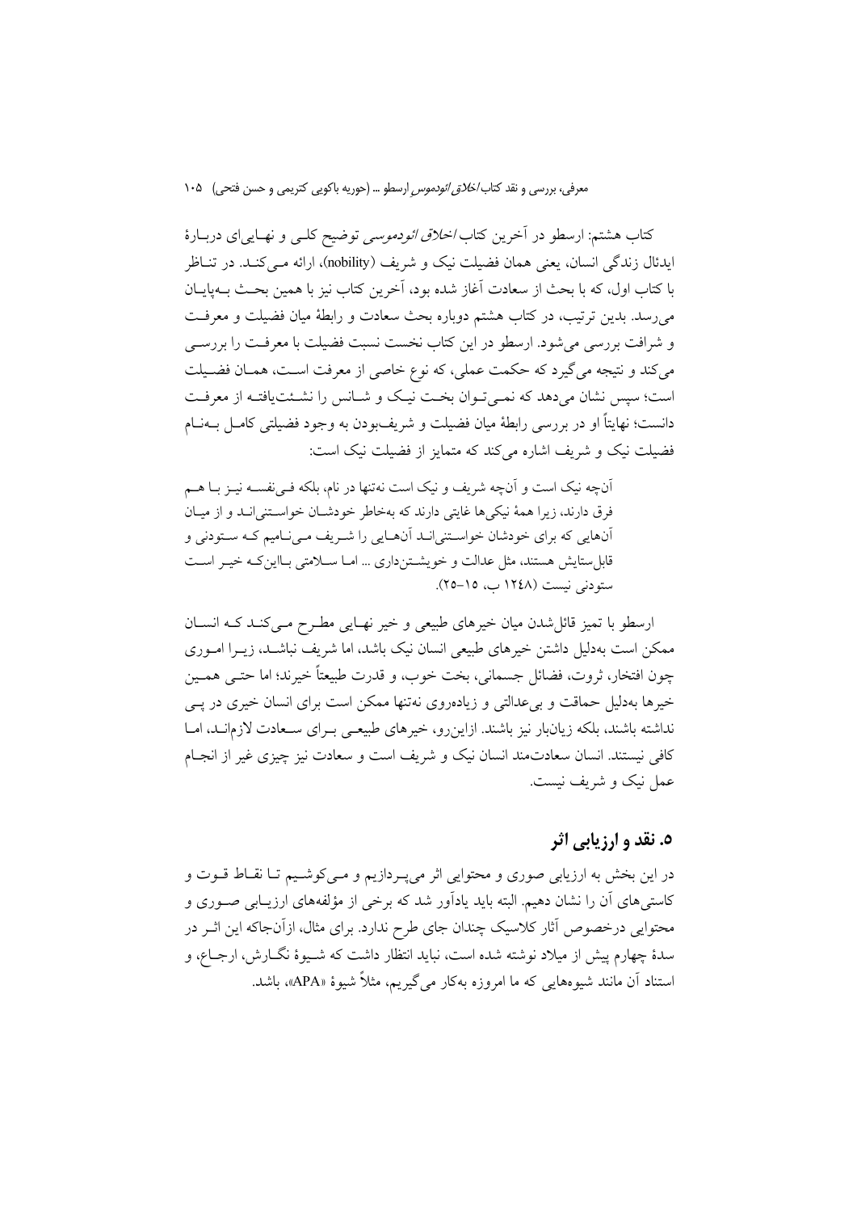کتاب هشتم: ارسطو در آخرین کتاب *اخلاق ائودموسی* توضیح کلی و نهایی‌ای دربارهٔ ایدئال زندگی انسان، یعنی همان فضیلت نیک و شریف (nobility)، ارائه می‌کند. در تناظر با کتاب اول، که با بحث از سعادت آغاز شده بود، آخرین کتاب نیز با همین بحث به‌پایان می‌رسد. بدین ترتیب، در کتاب هشتم دوباره بحث سعادت و رابطهٔ میان فضیلت و معرفت و شرافت بررسی می‌شود. ارسطو در این کتاب نخست نسبت فضیلت با معرفت را بررسی می‌کند و نتیجه می‌گیرد که حکمت عملی، که نوع خاصی از معرفت است، همان فضیلت است؛ سپس نشان می‌دهد که نمی‌توان بخت نیک و شانس را نشئت‌یافته از معرفت دانست؛ نهایتاً او در بررسی رابطهٔ میان فضیلت و شریف‌بودن به وجود فضیلتی کامل به‌نام فضیلت نیک و شریف اشاره می‌کند که متمایز از فضیلت نیک است:

> آن‌چه نیک است و آن‌چه شریف و نیک است نه‌تنها در نام، بلکه فی‌نفسه نیز با هم فرق دارند، زیرا همهٔ نیکی‌ها غایتی دارند که به‌خاطر خودشان خواستنی‌اند و از میان آن‌هایی که برای خودشان خواستنی‌اند آن‌هایی را شریف می‌نامیم که ستودنی و قابل‌ستایش هستند، مثل عدالت و خویشتن‌داری ... اما سلامتی بااین‌که خیر است ستودنی نیست (۱۲۴۸ ب، ۱۵–۲۵).

ارسطو با تمیز قائل‌شدن میان خیرهای طبیعی و خیر نهایی مطرح می‌کند که انسان ممکن است به‌دلیل داشتن خیرهای طبیعی انسان نیک باشد، اما شریف نباشد، زیرا اموری چون افتخار، ثروت، فضائل جسمانی، بخت خوب، و قدرت طبیعتاً خیرند؛ اما حتی همین خیرها به‌دلیل حماقت و بی‌عدالتی و زیاده‌روی نه‌تنها ممکن است برای انسان خیری در پی نداشته باشند، بلکه زیان‌بار نیز باشند. ازاین‌رو، خیرهای طبیعی برای سعادت لازم‌اند، اما کافی نیستند. انسان سعادت‌مند انسان نیک و شریف است و سعادت نیز چیزی غیر از انجام عمل نیک و شریف نیست.

## ۵. نقد و ارزیابی اثر

در این بخش به ارزیابی صوری و محتوایی اثر می‌پردازیم و می‌کوشیم تا نقاط قوت و کاستی‌های آن را نشان دهیم. البته باید یادآور شد که برخی از مؤلفه‌های ارزیابی صوری و محتوایی درخصوص آثار کلاسیک چندان جای طرح ندارد. برای مثال، ازآن‌جاکه این اثر در سدهٔ چهارم پیش از میلاد نوشته شده است، نباید انتظار داشت که شیوهٔ نگارش، ارجاع، و استناد آن مانند شیوه‌هایی که ما امروزه به‌کار می‌گیریم، مثلاً شیوهٔ «APA»، باشد.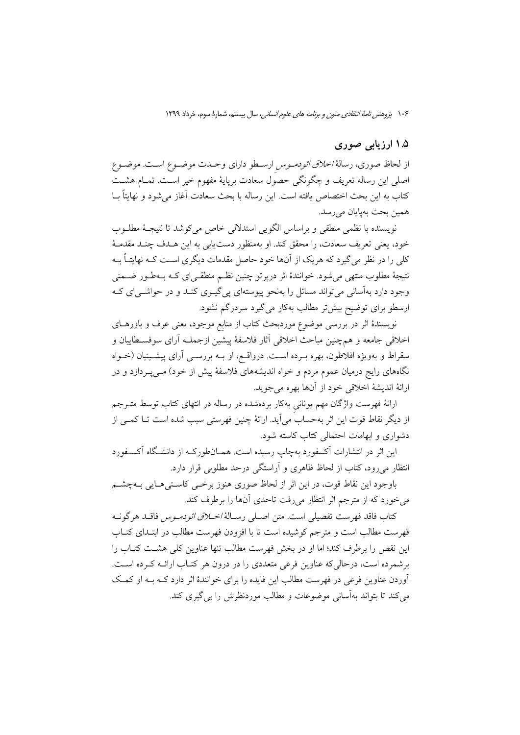## ۱.۵ ارزیابی صوری

از لحاظ صوری، رسالهٔ *اخلاق ائودموس* ارسطو دارای وحدت موضوع است. موضوع اصلی این رساله تعریف و چگونگی حصول سعادت برپایهٔ مفهوم خیر است. تمام هشت کتاب به این بحث اختصاص یافته است. این رساله با بحث سعادت آغاز می‌شود و نهایتاً با همین بحث به‌پایان می‌رسد.

نویسنده با نظمی منطقی و براساس الگویی استدلالی خاص می‌کوشد تا نتیجهٔ مطلوب خود، یعنی تعریف سعادت، را محقق کند. او به‌منظور دست‌یابی به این هدف چند مقدمهٔ کلی را در نظر می‌گیرد که هریک از آن‌ها خود حاصل مقدمات دیگری است که نهایتاً به نتیجهٔ مطلوب منتهی می‌شود. خوانندهٔ اثر درپرتو چنین نظم منطقی‌ای که به‌طور ضمنی وجود دارد به‌آسانی می‌تواند مسائل را به‌نحو پیوسته‌ای پی‌گیری کند و در حواشی‌ای که ارسطو برای توضیح بیش‌تر مطالب به‌کار می‌گیرد سردرگم نشود.

نویسندهٔ اثر در بررسی موضوع موردبحث کتاب از منابع موجود، یعنی عرف و باورهای اخلاقی جامعه و هم‌چنین مباحث اخلاقی آثار فلاسفهٔ پیشین ازجملهٔ آرای سوفسطاییان و سقراط و به‌ویژه افلاطون، بهره برده است. درواقع، او به بررسی آرای پیشینیان (خواه نگاه‌های رایج درمیان عموم مردم و خواه اندیشه‌های فلاسفهٔ پیش از خود) می‌پردازد و در ارائهٔ اندیشهٔ اخلاقی خود از آن‌ها بهره می‌جوید.

ارائهٔ فهرست واژگان مهم یونانی به‌کار برده‌شده در رساله در انتهای کتاب توسط مترجم از دیگر نقاط قوت این اثر به‌حساب می‌آید. ارائهٔ چنین فهرستی سبب شده است تا کمی از دشواری و ابهامات احتمالی کتاب کاسته شود.

این اثر در انتشارات آکسفورد به‌چاپ رسیده است. همان‌طورکه از دانشگاه آکسفورد انتظار می‌رود، کتاب از لحاظ ظاهری و آراستگی درحد مطلوبی قرار دارد.

باوجود این نقاط قوت، در این اثر از لحاظ صوری هنوز برخی کاستی‌هایی به‌چشم می‌خورد که از مترجم اثر انتظار می‌رفت تاحدی آن‌ها را برطرف کند.

کتاب فاقد فهرست تفصیلی است. متن اصلی رسالهٔ *اخلاق ائودموس* فاقد هرگونه فهرست مطالب است و مترجم کوشیده است تا با افزودن فهرست مطالب در ابتدای کتاب این نقص را برطرف کند؛ اما او در بخش فهرست مطالب تنها عناوین کلی هشت کتاب را برشمرده است، درحالی‌که عناوین فرعی متعددی را در درون هر کتاب ارائه کرده است. آوردن عناوین فرعی در فهرست مطالب این فایده را برای خوانندهٔ اثر دارد که به او کمک می‌کند تا بتواند به‌آسانی موضوعات و مطالب موردنظرش را پی‌گیری کند.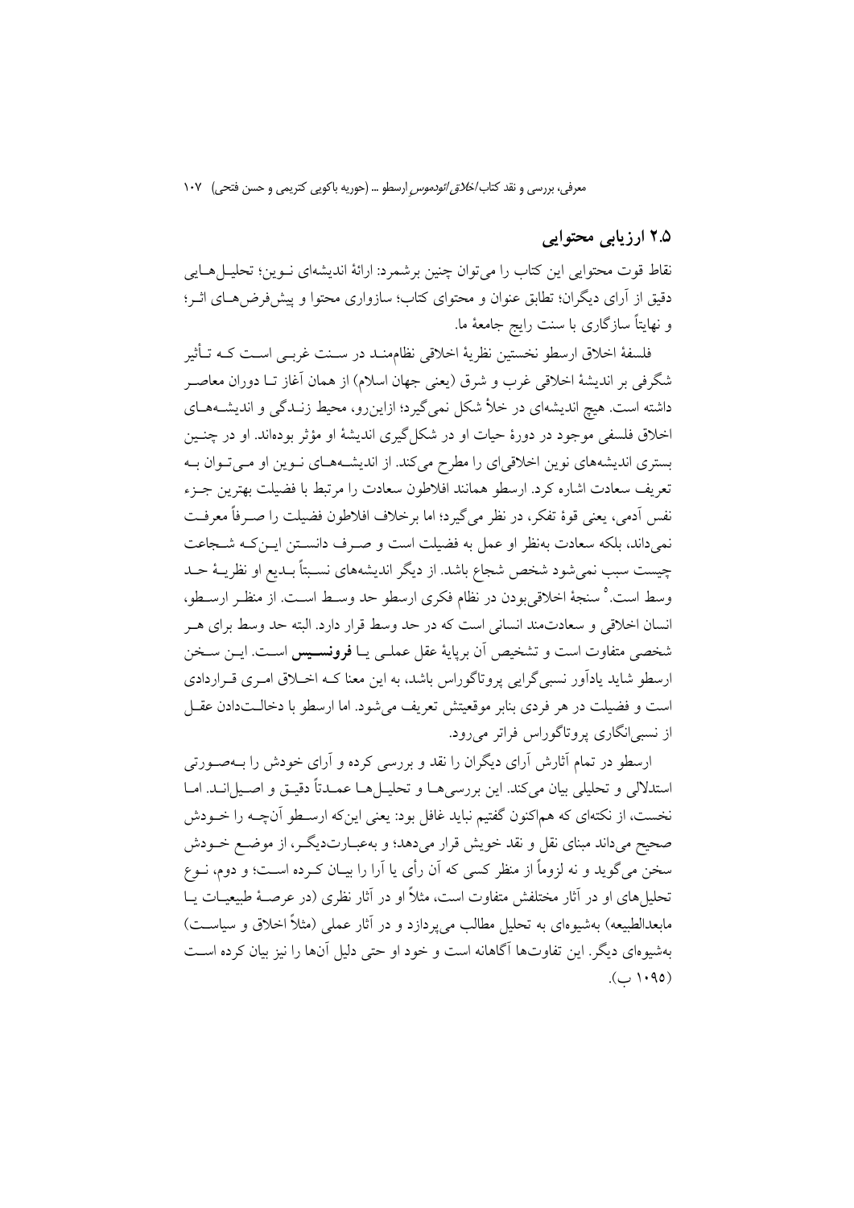## ۲.۵ ارزیابی محتوایی

نقاط قوت محتوایی این کتاب را می‌توان چنین برشمرد: ارائهٔ اندیشه‌ای نـوین؛ تحلیـل‌هـایی دقیق از آرای دیگران؛ تطابق عنوان و محتوای کتاب؛ سازواری محتوا و پیش‌فرض‌هـای اثـر؛ و نهایتاً سازگاری با سنت رایج جامعهٔ ما.

فلسفهٔ اخلاق ارسطو نخستین نظریهٔ اخلاقی نظام‌منـد در سـنت غربـی اسـت کـه تـأثیر شگرفی بر اندیشهٔ اخلاقی غرب و شرق (یعنی جهان اسلام) از همان آغاز تـا دوران معاصـر داشته است. هیچ اندیشه‌ای در خلأ شکل نمی‌گیرد؛ ازاین‌رو، محیط زنـدگی و اندیشـه‌هـای اخلاق فلسفی موجود در دورهٔ حیات او در شکل‌گیری اندیشهٔ او مؤثر بوده‌اند. او در چنـین بستری اندیشه‌های نوین اخلاقی‌ای را مطرح می‌کند. از اندیشـه‌هـای نـوین او مـی‌تـوان بـه تعریف سعادت اشاره کرد. ارسطو همانند افلاطون سعادت را مرتبط با فضیلت بهترین جـزء نفس آدمی، یعنی قوهٔ تفکر، در نظر می‌گیرد؛ اما برخلاف افلاطون فضیلت را صـرفاً معرفـت نمی‌داند، بلکه سعادت به‌نظر او عمل به فضیلت است و صـرف دانسـتن ایـن‌کـه شـجاعت چیست سبب نمی‌شود شخص شجاع باشد. از دیگر اندیشه‌های نسـبتاً بـدیع او نظریـهٔ حـد وسط است.[۵] سنجهٔ اخلاقی‌بودن در نظام فکری ارسطو حد وسـط اسـت. از منظـر ارسـطو، انسان اخلاقی و سعادت‌مند انسانی است که در حد وسط قرار دارد. البته حد وسط برای هـر شخصی متفاوت است و تشخیص آن برپایهٔ عقل عملـی یـا **فرونسـیس** اسـت. ایـن سـخن ارسطو شاید یادآور نسبی‌گرایی پروتاگوراس باشد، به این معنا کـه اخـلاق امـری قـراردادی است و فضیلت در هر فردی بنابر موقعیتش تعریف می‌شود. اما ارسطو با دخالـت‌دادن عقـل از نسبی‌انگاری پروتاگوراس فراتر می‌رود.

ارسطو در تمام آثارش آرای دیگران را نقد و بررسی کرده و آرای خودش را بـه‌صـورتی استدلالی و تحلیلی بیان می‌کند. این بررسی‌هـا و تحلیـل‌هـا عمـدتاً دقیـق و اصـیل‌انـد. امـا نخست، از نکته‌ای که هم‌اکنون گفتیم نباید غافل بود: یعنی این‌که ارسـطو آن‌چـه را خـودش صحیح می‌داند مبنای نقل و نقد خویش قرار می‌دهد؛ و به‌عبـارت‌دیگـر، از موضـع خـودش سخن می‌گوید و نه لزوماً از منظر کسی که آن رأی یا آرا را بیـان کـرده اسـت؛ و دوم، نـوع تحلیل‌های او در آثار مختلفش متفاوت است، مثلاً او در آثار نظری (در عرصـهٔ طبیعیـات یـا مابعدالطبیعه) به‌شیوه‌ای به تحلیل مطالب می‌پردازد و در آثار عملی (مثلاً اخلاق و سیاسـت) به‌شیوه‌ای دیگر. این تفاوت‌ها آگاهانه است و خود او حتی دلیل آن‌ها را نیز بیان کرده اسـت (۱۰۹۵ ب).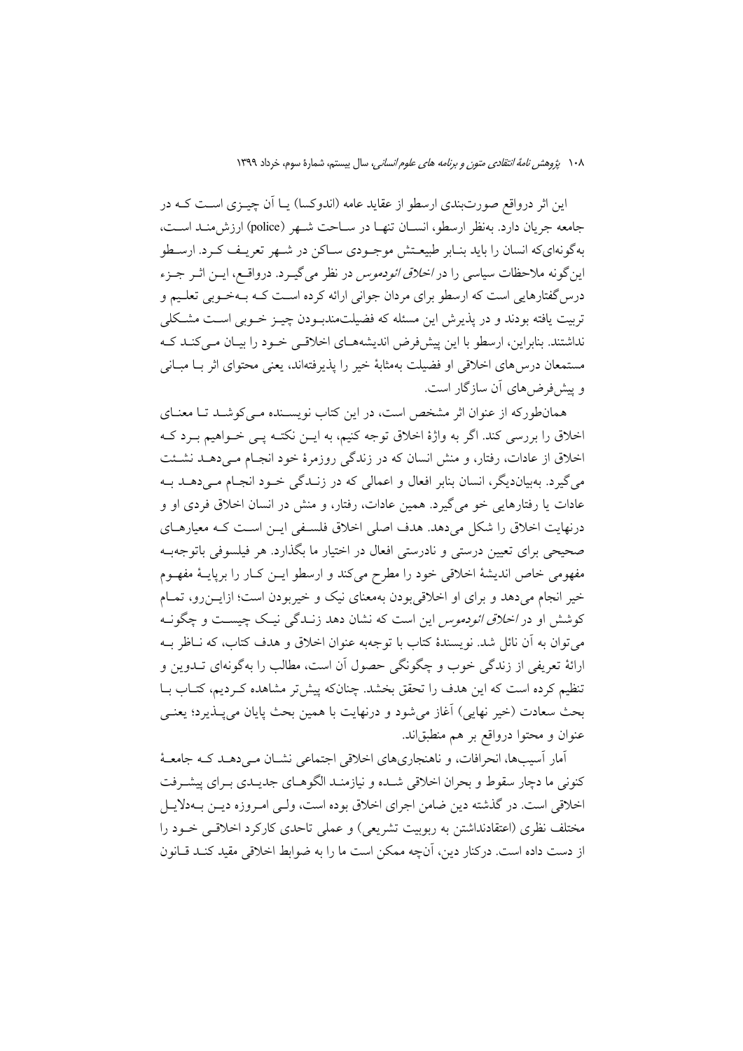این اثر درواقع صورت‌بندی ارسطو از عقاید عامه (اندوکسا) یا آن چیزی است که در جامعه جریان دارد. به‌نظر ارسطو، انسان تنها در ساحت شهر (police) ارزش‌مند است، به‌گونه‌ای‌که انسان را باید بنابر طبیعتش موجودی ساکن در شهر تعریف کرد. ارسطو این‌گونه ملاحظات سیاسی را در *اخلاق نیکوماخوس* در نظر می‌گیرد. درواقع، این اثر جزء درس‌گفتارهایی است که ارسطو برای مردان جوانی ارائه کرده است که به‌خوبی تعلیم و تربیت یافته بودند و در پذیرش این مسئله که فضیلت‌مندبودن چیز خوبی است مشکلی نداشتند. بنابراین، ارسطو با این پیش‌فرض اندیشه‌های اخلاقی خود را بیان می‌کند که مستمعان درس‌های اخلاقی او فضیلت به‌مثابهٔ خیر را پذیرفته‌اند، یعنی محتوای اثر با مبانی و پیش‌فرض‌های آن سازگار است.

همان‌طورکه از عنوان اثر مشخص است، در این کتاب نویسنده می‌کوشد تا معنای اخلاق را بررسی کند. اگر به واژهٔ اخلاق توجه کنیم، به این نکته پی خواهیم برد که اخلاق از عادات، رفتار، و منش انسان که در زندگی روزمرهٔ خود انجام می‌دهد نشئت می‌گیرد. به‌بیان‌دیگر، انسان بنابر افعال و اعمالی که در زندگی خود انجام می‌دهد به عادات یا رفتارهایی خو می‌گیرد. همین عادات، رفتار، و منش در انسان اخلاق فردی او و درنهایت اخلاق را شکل می‌دهد. هدف اصلی اخلاق فلسفی این است که معیارهای صحیحی برای تعیین درستی و نادرستی افعال در اختیار ما بگذارد. هر فیلسوفی باتوجه‌به مفهومی خاص اندیشهٔ اخلاقی خود را مطرح می‌کند و ارسطو این کار را برپایهٔ مفهوم خیر انجام می‌دهد و برای او اخلاقی‌بودن به‌معنای نیک و خیربودن است؛ ازاین‌رو، تمام کوشش او در *اخلاق نیکوماخوس* این است که نشان دهد زندگی نیک چیست و چگونه می‌توان به آن نائل شد. نویسندهٔ کتاب با توجه‌به عنوان اخلاق و هدف کتاب، که ناظر به ارائهٔ تعریفی از زندگی خوب و چگونگی حصول آن است، مطالب را به‌گونه‌ای تدوین و تنظیم کرده است که این هدف را تحقق بخشد. چنان‌که پیش‌تر مشاهده کردیم، کتاب با بحث سعادت (خیر نهایی) آغاز می‌شود و درنهایت با همین بحث پایان می‌پذیرد؛ یعنی عنوان و محتوا درواقع بر هم منطبق‌اند.

آمار آسیب‌ها، انحرافات، و ناهنجاری‌های اخلاقی اجتماعی نشان می‌دهد که جامعهٔ کنونی ما دچار سقوط و بحران اخلاقی شده و نیازمند الگوهای جدیدی برای پیشرفت اخلاقی است. در گذشته دین ضامن اجرای اخلاق بوده است، ولی امروزه دین به‌دلایل مختلف نظری (اعتقادنداشتن به ربوبیت تشریعی) و عملی تاحدی کارکرد اخلاقی خود را از دست داده است. درکنار دین، آن‌چه ممکن است ما را به ضوابط اخلاقی مقید کند قانون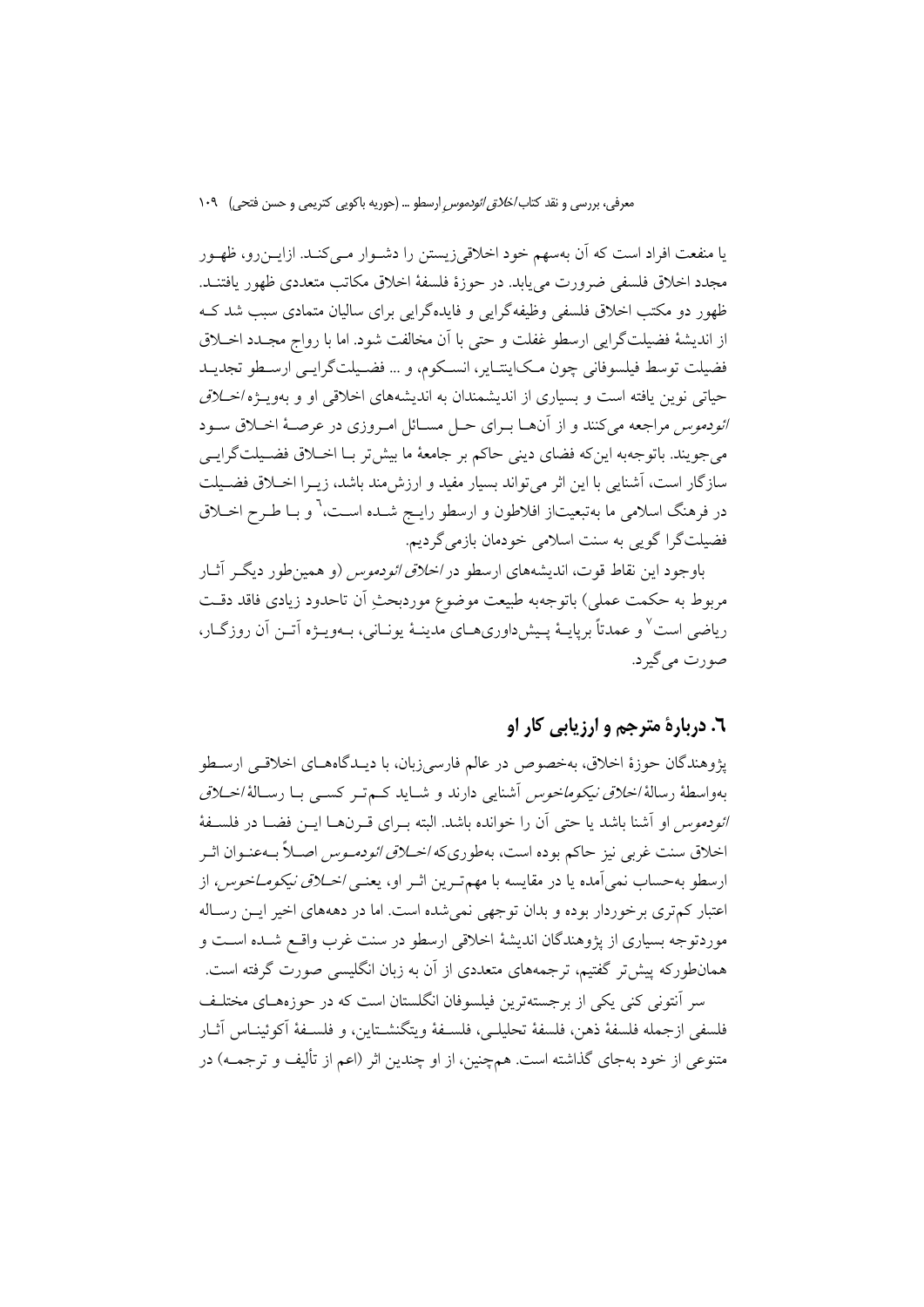یا منفعت افراد است که آن به‌سهم خود اخلاقی‌زیستن را دشوار می‌کند. ازاین‌رو، ظهور مجدد اخلاق فلسفی ضرورت می‌یابد. در حوزهٔ فلسفهٔ اخلاق مکاتب متعددی ظهور یافتند. ظهور دو مکتب اخلاق فلسفی وظیفه‌گرایی و فایده‌گرایی برای سالیان متمادی سبب شد که از اندیشهٔ فضیلت‌گرایی ارسطو غفلت و حتی با آن مخالفت شود. اما با رواج مجدد اخلاق فضیلت توسط فیلسوفانی چون مک‌اینتایر، انسکوم، و ... فضیلت‌گرایی ارسطو تجدید حیاتی نوین یافته است و بسیاری از اندیشمندان به اندیشه‌های اخلاقی او و به‌ویژه *اخلاق ائودموس* مراجعه می‌کنند و از آن‌ها برای حل مسائل امروزی در عرصهٔ اخلاق سود می‌جویند. باتوجه‌به این‌که فضای دینی حاکم بر جامعهٔ ما بیش‌تر با اخلاق فضیلت‌گرایی سازگار است، آشنایی با این اثر می‌تواند بسیار مفید و ارزش‌مند باشد، زیرا اخلاق فضیلت در فرهنگ اسلامی ما به‌تبعیت‌از افلاطون و ارسطو رایج شده است،[6] و با طرح اخلاق فضیلت‌گرا گویی به سنت اسلامی خودمان بازمی‌گردیم.

باوجود این نقاط قوت، اندیشه‌های ارسطو در *اخلاق ائودموس* (و همین‌طور دیگر آثار مربوط به حکمت عملی) باتوجه‌به طبیعت موضوع موردبحثِ آن تاحدود زیادی فاقد دقت ریاضی است[7] و عمدتاً برپایهٔ پیش‌داوری‌های مدینهٔ یونانی، به‌ویژه آتن آن روزگار، صورت می‌گیرد.

## ۶. دربارهٔ مترجم و ارزیابی کار او

پژوهندگان حوزهٔ اخلاق، به‌خصوص در عالم فارسی‌زبان، با دیدگاه‌های اخلاقی ارسطو به‌واسطهٔ رسالهٔ *اخلاق نیکوماخوس* آشنایی دارند و شاید کم‌تر کسی با رسالهٔ *اخلاق ائودموس* او آشنا باشد یا حتی آن را خوانده باشد. البته برای قرن‌ها این فضا در فلسفهٔ اخلاق سنت غربی نیز حاکم بوده است، به‌طوری‌که *اخلاق ائودموس* اصلاً به‌عنوان اثر ارسطو به‌حساب نمی‌آمده یا در مقایسه با مهم‌ترین اثر او، یعنی *اخلاق نیکوماخوس*، از اعتبار کم‌تری برخوردار بوده و بدان توجهی نمی‌شده است. اما در دهه‌های اخیر این رساله موردتوجه بسیاری از پژوهندگان اندیشهٔ اخلاقی ارسطو در سنت غرب واقع شده است و همان‌طورکه پیش‌تر گفتیم، ترجمه‌های متعددی از آن به زبان انگلیسی صورت گرفته است.

سر آنتونی کنی یکی از برجسته‌ترین فیلسوفان انگلستان است که در حوزه‌های مختلف فلسفی ازجمله فلسفهٔ ذهن، فلسفهٔ تحلیلی، فلسفهٔ ویتگنشتاین، و فلسفهٔ آکوئیناس آثار متنوعی از خود به‌جای گذاشته است. هم‌چنین، از او چندین اثر (اعم از تألیف و ترجمه) در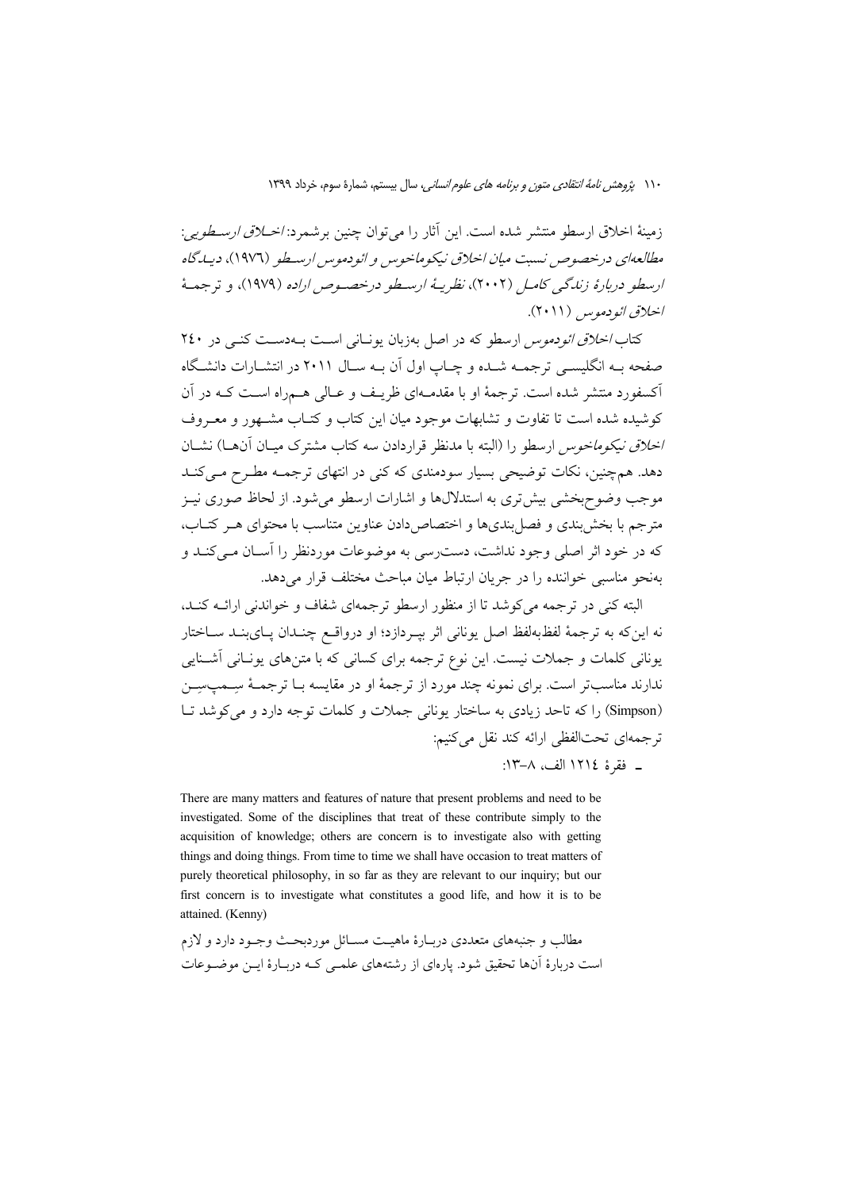زمینهٔ اخلاق ارسطو منتشر شده است. این آثار را می‌توان چنین برشمرد: *اخلاق ارسطویی: مطالعه‌ای درخصوص نسبت میان اخلاق نیکوماخوس و ائودموس ارسطو* (۱۹۷۶)، *دیدگاه ارسطو دربارهٔ زندگی کامل* (۲۰۰۲)، *نظریهٔ ارسطو درخصوص اراده* (۱۹۷۹)، و ترجمهٔ *اخلاق ائودموس* (۲۰۱۱).

کتاب *اخلاق ائودموس* ارسطو که در اصل به‌زبان یونانی است به‌دست کنی در ۲۴۰ صفحه به انگلیسی ترجمه شده و چاپ اول آن به سال ۲۰۱۱ در انتشارات دانشگاه آکسفورد منتشر شده است. ترجمهٔ او با مقدمه‌ای ظریف و عالی هم‌راه است که در آن کوشیده شده است تا تفاوت و تشابهات موجود میان این کتاب و کتاب مشهور و معروف *اخلاق نیکوماخوس* ارسطو را (البته با مدنظر قراردادن سه کتاب مشترک میان آن‌ها) نشان دهد. هم‌چنین، نکات توضیحی بسیار سودمندی که کنی در انتهای ترجمه مطرح می‌کند موجب وضوح‌بخشی بیش‌تری به استدلال‌ها و اشارات ارسطو می‌شود. از لحاظ صوری نیز مترجم با بخش‌بندی و فصل‌بندی‌ها و اختصاص‌دادن عناوین متناسب با محتوای هر کتاب، که در خود اثر اصلی وجود نداشت، دست‌رسی به موضوعات موردنظر را آسان می‌کند و به‌نحو مناسبی خواننده را در جریان ارتباط میان مباحث مختلف قرار می‌دهد.

البته کنی در ترجمه می‌کوشد تا از منظور ارسطو ترجمه‌ای شفاف و خواندنی ارائه کند، نه این‌که به ترجمهٔ لفظ‌به‌لفظ اصل یونانی اثر بپردازد؛ او درواقع چندان پای‌بند ساختار یونانی کلمات و جملات نیست. این نوع ترجمه برای کسانی که با متن‌های یونانی آشنایی ندارند مناسب‌تر است. برای نمونه چند مورد از ترجمهٔ او در مقایسه با ترجمهٔ سیمپسن (Simpson) را که تاحد زیادی به ساختار یونانی جملات و کلمات توجه دارد و می‌کوشد تا ترجمه‌ای تحت‌اللفظی ارائه کند نقل می‌کنیم:

ـ فقرهٔ ۱۲۱۴ الف، ۸–۱۳:

There are many matters and features of nature that present problems and need to be investigated. Some of the disciplines that treat of these contribute simply to the acquisition of knowledge; others are concern is to investigate also with getting things and doing things. From time to time we shall have occasion to treat matters of purely theoretical philosophy, in so far as they are relevant to our inquiry; but our first concern is to investigate what constitutes a good life, and how it is to be attained. (Kenny)

مطالب و جنبه‌های متعددی دربارهٔ ماهیت مسائل موردبحث وجود دارد و لازم است دربارهٔ آن‌ها تحقیق شود. پاره‌ای از رشته‌های علمی که دربارهٔ این موضوعات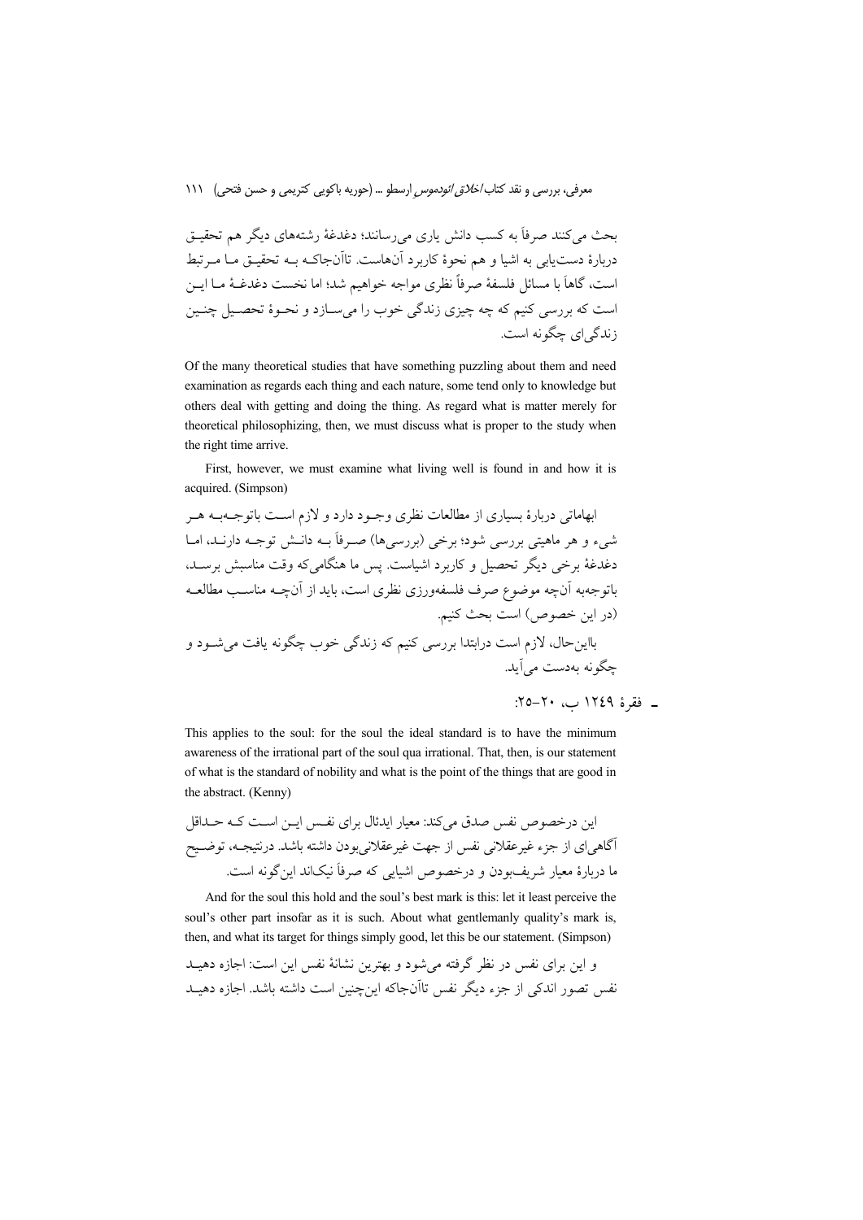بحث می‌کنند صرفاً به کسب دانش یاری می‌رسانند؛ دغدغهٔ رشته‌های دیگر هم تحقیق دربارهٔ دست‌یابی به اشیا و هم نحوهٔ کاربرد آن‌هاست. تاآن‌جاکه به تحقیق ما مرتبط است، گاهاً با مسائل فلسفهٔ صرفاً نظری مواجه خواهیم شد؛ اما نخست دغدغهٔ ما این است که بررسی کنیم که چه چیزی زندگی خوب را می‌سازد و نحوهٔ تحصیل چنین زندگی‌ای چگونه است.

Of the many theoretical studies that have something puzzling about them and need examination as regards each thing and each nature, some tend only to knowledge but others deal with getting and doing the thing. As regard what is matter merely for theoretical philosophizing, then, we must discuss what is proper to the study when the right time arrive.

First, however, we must examine what living well is found in and how it is acquired. (Simpson)

ابهاماتی دربارهٔ بسیاری از مطالعات نظری وجود دارد و لازم است باتوجه‌به هر شیء و هر ماهیتی بررسی شود؛ برخی (بررسی‌ها) صرفاً به دانش توجه دارند، اما دغدغهٔ برخی دیگر تحصیل و کاربرد اشیاست. پس ما هنگامی‌که وقت مناسبش برسد، باتوجه‌به آن‌چه موضوع صرف فلسفه‌ورزی نظری است، باید از آن‌چه مناسب مطالعه (در این خصوص) است بحث کنیم.

بااین‌حال، لازم است درابتدا بررسی کنیم که زندگی خوب چگونه یافت می‌شود و چگونه به‌دست می‌آید.

ـ فقرهٔ ۱۲۴۹ ب، ۲۰–۲۵:

This applies to the soul: for the soul the ideal standard is to have the minimum awareness of the irrational part of the soul qua irrational. That, then, is our statement of what is the standard of nobility and what is the point of the things that are good in the abstract. (Kenny)

این درخصوص نفس صدق می‌کند: معیار ایدئال برای نفس این است که حداقل آگاهی‌ای از جزء غیرعقلانی نفس از جهت غیرعقلانی‌بودن داشته باشد. درنتیجه، توضیح ما دربارهٔ معیار شریف‌بودن و درخصوص اشیایی که صرفاً نیک‌اند این‌گونه است.

And for the soul this hold and the soul's best mark is this: let it least perceive the soul's other part insofar as it is such. About what gentlemanly quality's mark is, then, and what its target for things simply good, let this be our statement. (Simpson)

و این برای نفس در نظر گرفته می‌شود و بهترین نشانهٔ نفس این است: اجازه دهید نفس تصور اندکی از جزء دیگر نفس تاآن‌جاکه این‌چنین است داشته باشد. اجازه دهید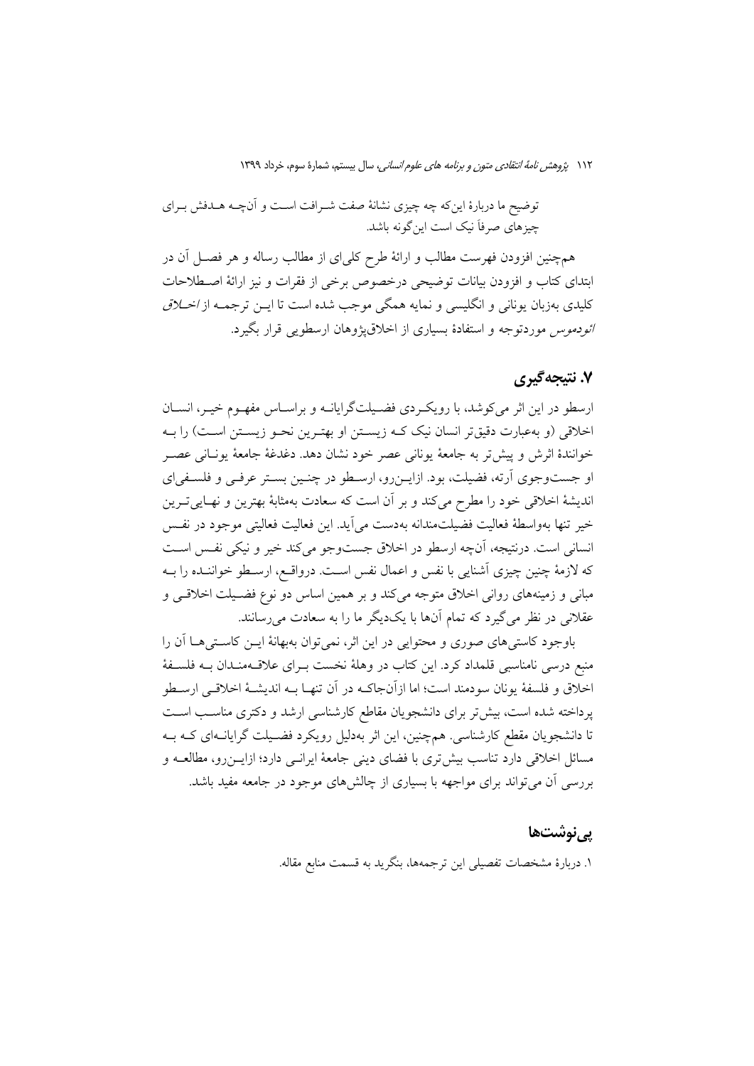توضیح ما دربارهٔ این‌که چه چیزی نشانهٔ صفت شرافت است و آن‌چه هدفش برای چیزهای صرفاً نیک است این‌گونه باشد.

همچنین افزودن فهرست مطالب و ارائهٔ طرح کلی‌ای از مطالب رساله و هر فصل آن در ابتدای کتاب و افزودن بیانات توضیحی درخصوص برخی از فقرات و نیز ارائهٔ اصطلاحات کلیدی به‌زبان یونانی و انگلیسی و نمایه همگی موجب شده است تا این ترجمه از *اخلاق ائودموس* موردتوجه و استفادهٔ بسیاری از اخلاق‌پژوهان ارسطویی قرار بگیرد.

## ۷. نتیجه‌گیری

ارسطو در این اثر می‌کوشد، با رویکردی فضیلت‌گرایانه و براساس مفهوم خیر، انسان اخلاقی (و به‌عبارت دقیق‌تر انسان نیک که زیستن او بهترین نحو زیستن است) را به خوانندهٔ اثرش و پیش‌تر به جامعهٔ یونانی عصر خود نشان دهد. دغدغهٔ جامعهٔ یونانی عصر او جست‌وجوی آرته، فضیلت، بود. ازاین‌رو، ارسطو در چنین بستر عرفی و فلسفی‌ای اندیشهٔ اخلاقی خود را مطرح می‌کند و بر آن است که سعادت به‌مثابهٔ بهترین و نهایی‌ترین خیر تنها به‌واسطهٔ فعالیت فضیلت‌مندانه به‌دست می‌آید. این فعالیت فعالیتی موجود در نفس انسانی است. درنتیجه، آن‌چه ارسطو در اخلاق جست‌وجو می‌کند خیر و نیکی نفس است که لازمهٔ چنین چیزی آشنایی با نفس و اعمال نفس است. درواقع، ارسطو خواننده را به مبانی و زمینه‌های روانی اخلاق متوجه می‌کند و بر همین اساس دو نوع فضیلت اخلاقی و عقلانی در نظر می‌گیرد که تمام آن‌ها با یک‌دیگر ما را به سعادت می‌رسانند.

باوجود کاستی‌های صوری و محتوایی در این اثر، نمی‌توان به‌بهانهٔ این کاستی‌ها آن را منبع درسی نامناسبی قلمداد کرد. این کتاب در وهلهٔ نخست برای علاقه‌مندان به فلسفهٔ اخلاق و فلسفهٔ یونان سودمند است؛ اما ازآن‌جاکه در آن تنها به اندیشهٔ اخلاقی ارسطو پرداخته شده است، بیش‌تر برای دانشجویان مقاطع کارشناسی ارشد و دکتری مناسب است تا دانشجویان مقطع کارشناسی. همچنین، این اثر به‌دلیل رویکرد فضیلت گرایانه‌ای که به مسائل اخلاقی دارد تناسب بیش‌تری با فضای دینی جامعهٔ ایرانی دارد؛ ازاین‌رو، مطالعه و بررسی آن می‌تواند برای مواجهه با بسیاری از چالش‌های موجود در جامعه مفید باشد.

## پی‌نوشت‌ها

۱. دربارهٔ مشخصات تفصیلی این ترجمه‌ها، بنگرید به قسمت منابع مقاله.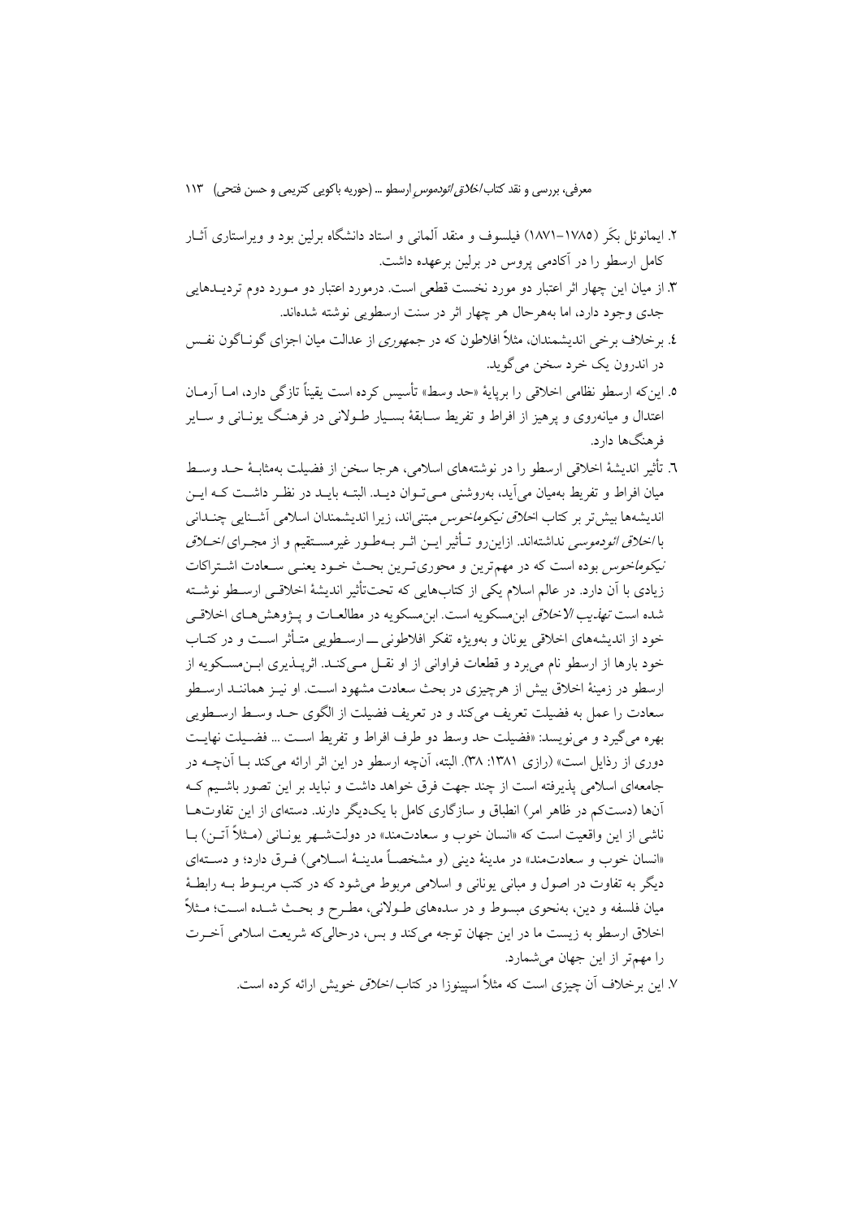۲. ایمانوئل بکَر (۱۷۸۵–۱۸۷۱) فیلسوف و منقد آلمانی و استاد دانشگاه برلین بود و ویراستاری آثـار کامل ارسطو را در آکادمی پروس در برلین برعهده داشت.

۳. از میان این چهار اثر اعتبار دو مورد نخست قطعی است. درمورد اعتبار دو مـورد دوم تردیـدهایی جدی وجود دارد، اما به‌هرحال هر چهار اثر در سنت ارسطویی نوشته شده‌اند.

٤. برخلاف برخی اندیشمندان، مثلاً افلاطون که در *جمهوری* از عدالت میان اجزای گونـاگون نفـس در اندرون یک خرد سخن می‌گوید.

٥. این‌که ارسطو نظامی اخلاقی را برپایهٔ «حد وسط» تأسیس کرده است یقیناً تازگی دارد، امـا آرمـان اعتدال و میانه‌روی و پرهیز از افراط و تفریط سـابقهٔ بسـیار طـولانی در فرهنـگ یونـانی و سـایر فرهنگ‌ها دارد.

٦. تأثیر اندیشهٔ اخلاقی ارسطو را در نوشته‌های اسلامی، هرجا سخن از فضیلت به‌مثابـهٔ حـد وسـط میان افراط و تفریط به‌میان می‌آید، به‌روشنی مـی‌تـوان دیـد. البتـه بایـد در نظـر داشـت کـه ایـن اندیشه‌ها بیش‌تر بر کتاب *اخلاق نیکوماخوس* مبتنی‌اند، زیرا اندیشمندان اسلامی آشـنایی چنـدانی با *اخلاق ائودموسی* نداشته‌اند. ازاین‌رو تـأثیر ایـن اثـر بـه‌طـور غیرمسـتقیم و از مجـرای *اخـلاق نیکوماخوس* بوده است که در مهم‌ترین و محوری‌تـرین بحـث خـود یعنـی سـعادت اشـتراکات زیادی با آن دارد. در عالم اسلام یکی از کتاب‌هایی که تحت‌تأثیر اندیشهٔ اخلاقـی ارسـطو نوشـته شده است *تهذیب الاخلاق* ابن‌مسکویه است. ابن‌مسکویه در مطالعـات و پـژوهش‌هـای اخلاقـی خود از اندیشه‌های اخلاقی یونان و به‌ویژه تفکر افلاطونی ـــ ارسـطویی متـأثر اسـت و در کتـاب خود بارها از ارسطو نام می‌برد و قطعات فراوانی از او نقـل مـی‌کنـد. اثرپـذیری ابـن‌مسـکویه از ارسطو در زمینهٔ اخلاق بیش از هرچیزی در بحث سعادت مشهود اسـت. او نیـز هماننـد ارسـطو سعادت را عمل به فضیلت تعریف می‌کند و در تعریف فضیلت از الگوی حـد وسـط ارسـطویی بهره می‌گیرد و می‌نویسد: «فضیلت حد وسط دو طرف افراط و تفریط اسـت ... فضـیلت نهایـت دوری از رذایل است» (رازی ۱۳۸۱: ۳۸). البته، آن‌چه ارسطو در این اثر ارائه می‌کند بـا آن‌چـه در جامعه‌ای اسلامی پذیرفته است از چند جهت فرق خواهد داشت و نباید بر این تصور باشـیم کـه آن‌ها (دست‌کم در ظاهر امر) انطباق و سازگاری کامل با یک‌دیگر دارند. دسته‌ای از این تفاوت‌هـا ناشی از این واقعیت است که «انسان خوب و سعادت‌مند» در دولت‌شـهر یونـانی (مـثلاً آتـن) بـا «انسان خوب و سعادت‌مند» در مدینهٔ دینی (و مشخصـاً مدینـهٔ اسـلامی) فـرق دارد؛ و دسـته‌ای دیگر به تفاوت در اصول و مبانی یونانی و اسلامی مربوط می‌شود که در کتب مربـوط بـه رابطـهٔ میان فلسفه و دین، به‌نحوی مبسوط و در سده‌های طـولانی، مطـرح و بحـث شـده اسـت؛ مـثلاً اخلاق ارسطو به زیست ما در این جهان توجه می‌کند و بس، درحالی‌که شریعت اسلامی آخـرت را مهم‌تر از این جهان می‌شمارد.

۷. این برخلاف آن چیزی است که مثلاً اسپینوزا در کتاب *اخلاق* خویش ارائه کرده است.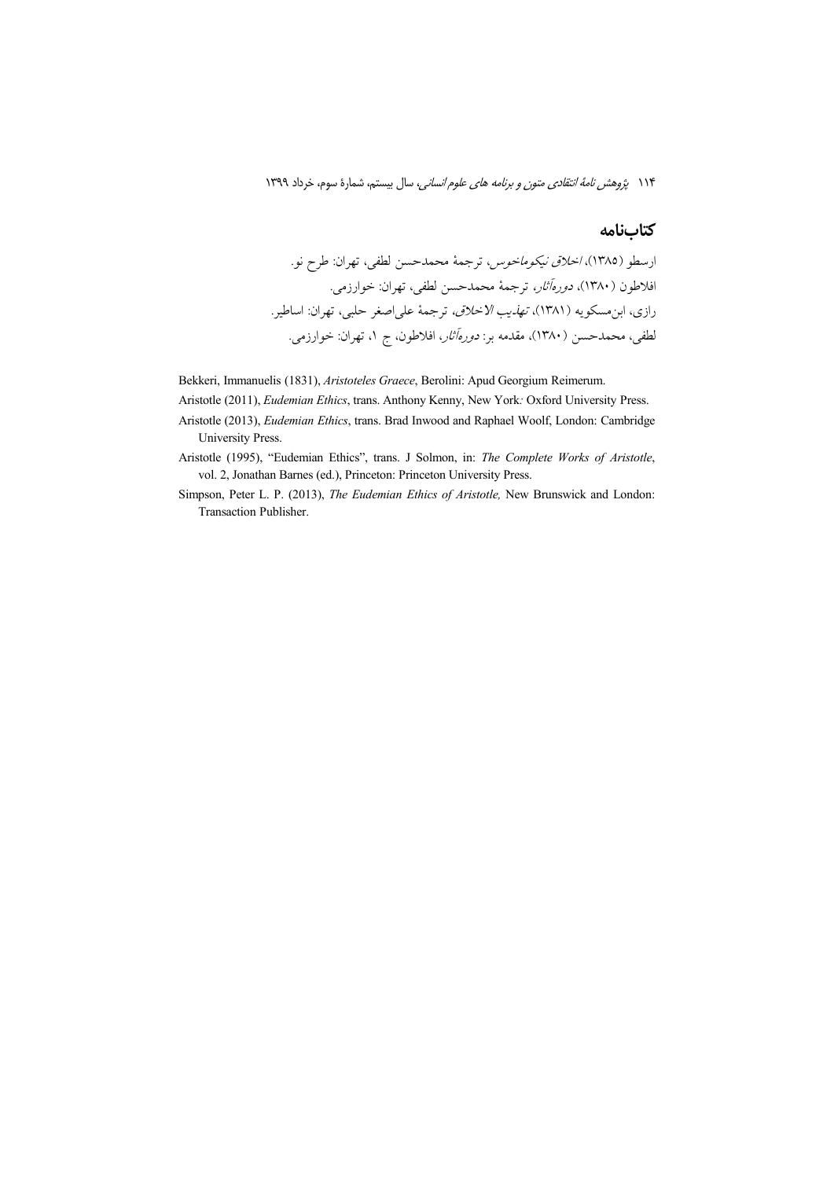## کتاب‌نامه

ارسطو (۱۳۸۵)، *اخلاق نیکوماخوس*، ترجمهٔ محمدحسن لطفی، تهران: طرح نو.

افلاطون (۱۳۸۰)، *دوره‌آثار*، ترجمهٔ محمدحسن لطفی، تهران: خوارزمی.

رازی، ابن‌مسکویه (۱۳۸۱)، *تهذیب الاخلاق*، ترجمهٔ علی‌اصغر حلبی، تهران: اساطیر.

لطفی، محمدحسن (۱۳۸۰)، مقدمه بر: *دوره‌آثار*، افلاطون، ج ۱، تهران: خوارزمی.

Bekkeri, Immanuelis (1831), *Aristoteles Graece*, Berolini: Apud Georgium Reimerum.

Aristotle (2011), *Eudemian Ethics*, trans. Anthony Kenny, New York: Oxford University Press.

Aristotle (2013), *Eudemian Ethics*, trans. Brad Inwood and Raphael Woolf, London: Cambridge University Press.

Aristotle (1995), "Eudemian Ethics", trans. J Solmon, in: *The Complete Works of Aristotle*, vol. 2, Jonathan Barnes (ed.), Princeton: Princeton University Press.

Simpson, Peter L. P. (2013), *The Eudemian Ethics of Aristotle,* New Brunswick and London: Transaction Publisher.